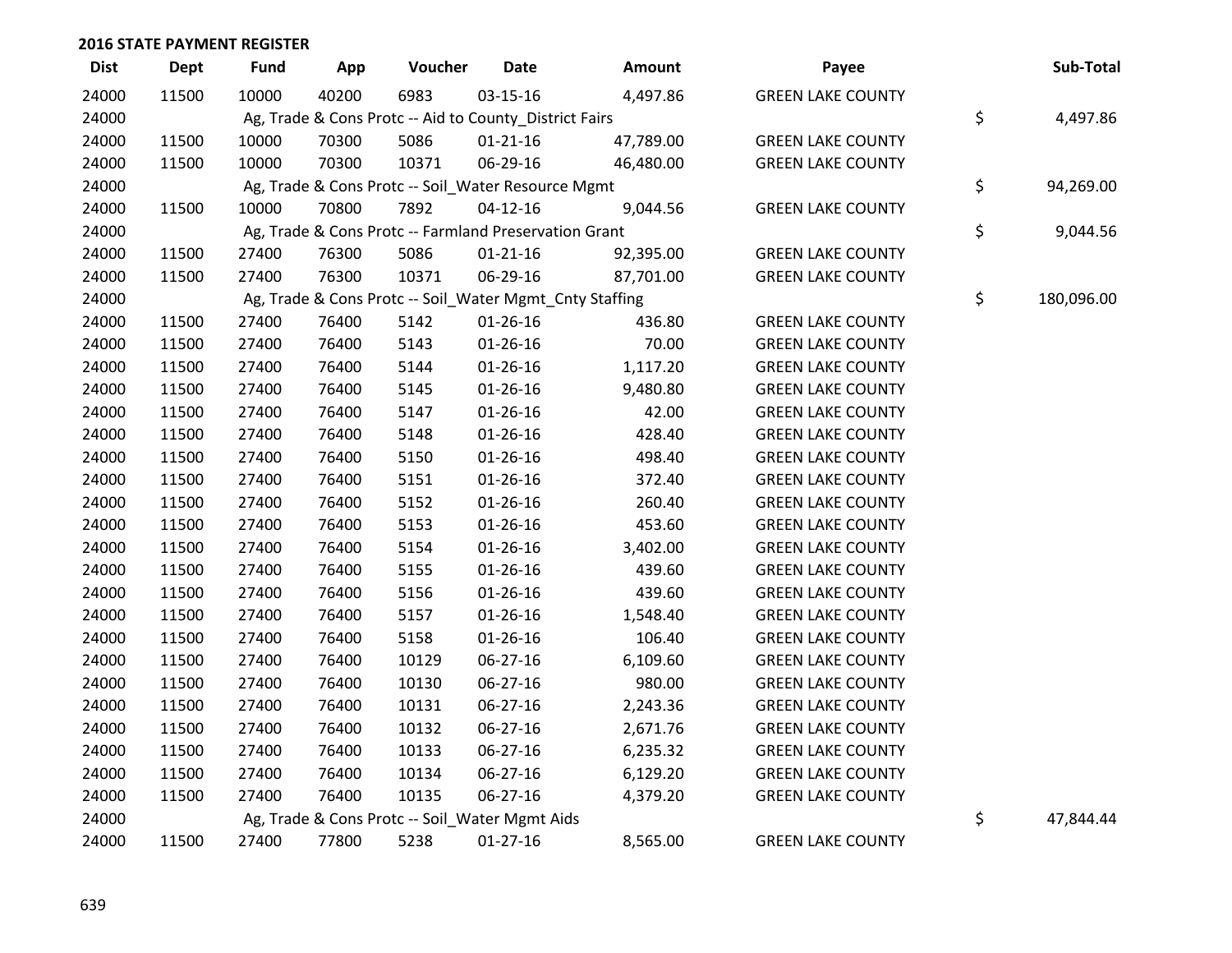## 2016 STATE PAYMENT REGISTER

| Dist | Dept | Fund | App | Voucher | Date | Amount | Payee | Sub-Total |
|---|---|---|---|---|---|---|---|---|
| 24000 | 11500 | 10000 | 40200 | 6983 | 03-15-16 | 4,497.86 | GREEN LAKE COUNTY | |
| 24000 | | Ag, Trade & Cons Protc -- Aid to County_District Fairs | | | | | | $ 4,497.86 |
| 24000 | 11500 | 10000 | 70300 | 5086 | 01-21-16 | 47,789.00 | GREEN LAKE COUNTY | |
| 24000 | 11500 | 10000 | 70300 | 10371 | 06-29-16 | 46,480.00 | GREEN LAKE COUNTY | |
| 24000 | | Ag, Trade & Cons Protc -- Soil_Water Resource Mgmt | | | | | | $ 94,269.00 |
| 24000 | 11500 | 10000 | 70800 | 7892 | 04-12-16 | 9,044.56 | GREEN LAKE COUNTY | |
| 24000 | | Ag, Trade & Cons Protc -- Farmland Preservation Grant | | | | | | $ 9,044.56 |
| 24000 | 11500 | 27400 | 76300 | 5086 | 01-21-16 | 92,395.00 | GREEN LAKE COUNTY | |
| 24000 | 11500 | 27400 | 76300 | 10371 | 06-29-16 | 87,701.00 | GREEN LAKE COUNTY | |
| 24000 | | Ag, Trade & Cons Protc -- Soil_Water Mgmt_Cnty Staffing | | | | | | $ 180,096.00 |
| 24000 | 11500 | 27400 | 76400 | 5142 | 01-26-16 | 436.80 | GREEN LAKE COUNTY | |
| 24000 | 11500 | 27400 | 76400 | 5143 | 01-26-16 | 70.00 | GREEN LAKE COUNTY | |
| 24000 | 11500 | 27400 | 76400 | 5144 | 01-26-16 | 1,117.20 | GREEN LAKE COUNTY | |
| 24000 | 11500 | 27400 | 76400 | 5145 | 01-26-16 | 9,480.80 | GREEN LAKE COUNTY | |
| 24000 | 11500 | 27400 | 76400 | 5147 | 01-26-16 | 42.00 | GREEN LAKE COUNTY | |
| 24000 | 11500 | 27400 | 76400 | 5148 | 01-26-16 | 428.40 | GREEN LAKE COUNTY | |
| 24000 | 11500 | 27400 | 76400 | 5150 | 01-26-16 | 498.40 | GREEN LAKE COUNTY | |
| 24000 | 11500 | 27400 | 76400 | 5151 | 01-26-16 | 372.40 | GREEN LAKE COUNTY | |
| 24000 | 11500 | 27400 | 76400 | 5152 | 01-26-16 | 260.40 | GREEN LAKE COUNTY | |
| 24000 | 11500 | 27400 | 76400 | 5153 | 01-26-16 | 453.60 | GREEN LAKE COUNTY | |
| 24000 | 11500 | 27400 | 76400 | 5154 | 01-26-16 | 3,402.00 | GREEN LAKE COUNTY | |
| 24000 | 11500 | 27400 | 76400 | 5155 | 01-26-16 | 439.60 | GREEN LAKE COUNTY | |
| 24000 | 11500 | 27400 | 76400 | 5156 | 01-26-16 | 439.60 | GREEN LAKE COUNTY | |
| 24000 | 11500 | 27400 | 76400 | 5157 | 01-26-16 | 1,548.40 | GREEN LAKE COUNTY | |
| 24000 | 11500 | 27400 | 76400 | 5158 | 01-26-16 | 106.40 | GREEN LAKE COUNTY | |
| 24000 | 11500 | 27400 | 76400 | 10129 | 06-27-16 | 6,109.60 | GREEN LAKE COUNTY | |
| 24000 | 11500 | 27400 | 76400 | 10130 | 06-27-16 | 980.00 | GREEN LAKE COUNTY | |
| 24000 | 11500 | 27400 | 76400 | 10131 | 06-27-16 | 2,243.36 | GREEN LAKE COUNTY | |
| 24000 | 11500 | 27400 | 76400 | 10132 | 06-27-16 | 2,671.76 | GREEN LAKE COUNTY | |
| 24000 | 11500 | 27400 | 76400 | 10133 | 06-27-16 | 6,235.32 | GREEN LAKE COUNTY | |
| 24000 | 11500 | 27400 | 76400 | 10134 | 06-27-16 | 6,129.20 | GREEN LAKE COUNTY | |
| 24000 | 11500 | 27400 | 76400 | 10135 | 06-27-16 | 4,379.20 | GREEN LAKE COUNTY | |
| 24000 | | Ag, Trade & Cons Protc -- Soil_Water Mgmt Aids | | | | | | $ 47,844.44 |
| 24000 | 11500 | 27400 | 77800 | 5238 | 01-27-16 | 8,565.00 | GREEN LAKE COUNTY | |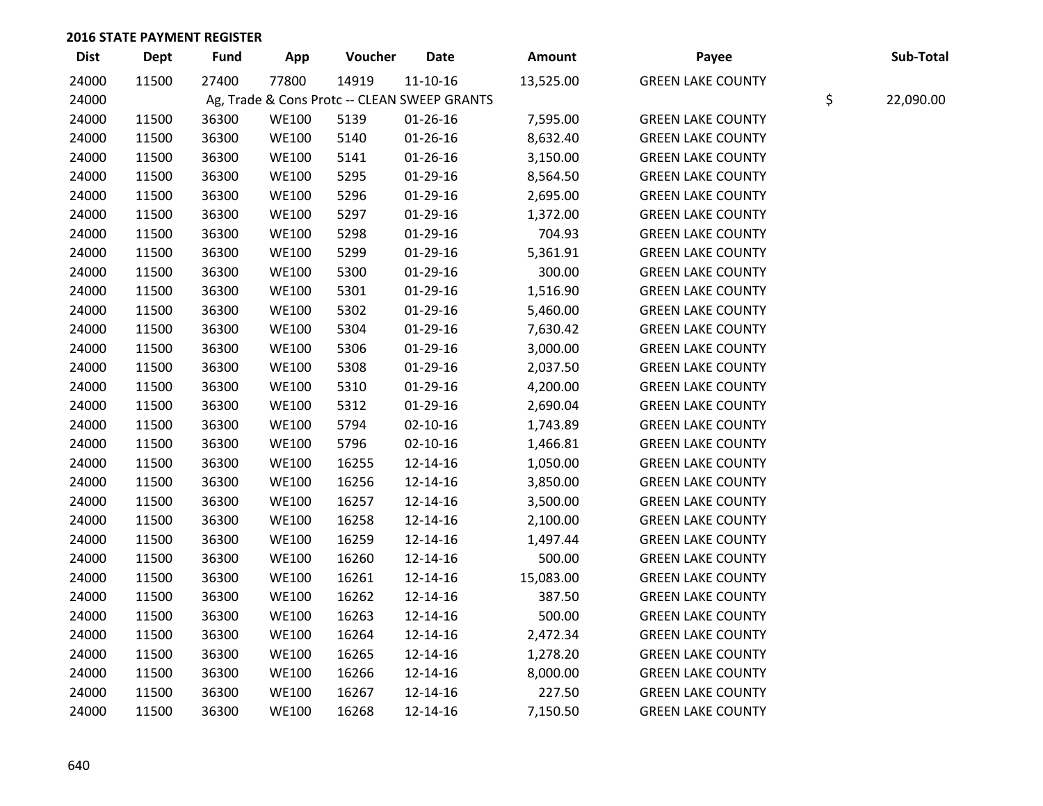## 2016 STATE PAYMENT REGISTER

| Dist | Dept | Fund | App | Voucher | Date | Amount | Payee | Sub-Total |
|---|---|---|---|---|---|---|---|---|
| 24000 | 11500 | 27400 | 77800 | 14919 | 11-10-16 | 13,525.00 | GREEN LAKE COUNTY | |
| 24000 | | Ag, Trade & Cons Protc -- CLEAN SWEEP GRANTS | | | | | | $ 22,090.00 |
| 24000 | 11500 | 36300 | WE100 | 5139 | 01-26-16 | 7,595.00 | GREEN LAKE COUNTY | |
| 24000 | 11500 | 36300 | WE100 | 5140 | 01-26-16 | 8,632.40 | GREEN LAKE COUNTY | |
| 24000 | 11500 | 36300 | WE100 | 5141 | 01-26-16 | 3,150.00 | GREEN LAKE COUNTY | |
| 24000 | 11500 | 36300 | WE100 | 5295 | 01-29-16 | 8,564.50 | GREEN LAKE COUNTY | |
| 24000 | 11500 | 36300 | WE100 | 5296 | 01-29-16 | 2,695.00 | GREEN LAKE COUNTY | |
| 24000 | 11500 | 36300 | WE100 | 5297 | 01-29-16 | 1,372.00 | GREEN LAKE COUNTY | |
| 24000 | 11500 | 36300 | WE100 | 5298 | 01-29-16 | 704.93 | GREEN LAKE COUNTY | |
| 24000 | 11500 | 36300 | WE100 | 5299 | 01-29-16 | 5,361.91 | GREEN LAKE COUNTY | |
| 24000 | 11500 | 36300 | WE100 | 5300 | 01-29-16 | 300.00 | GREEN LAKE COUNTY | |
| 24000 | 11500 | 36300 | WE100 | 5301 | 01-29-16 | 1,516.90 | GREEN LAKE COUNTY | |
| 24000 | 11500 | 36300 | WE100 | 5302 | 01-29-16 | 5,460.00 | GREEN LAKE COUNTY | |
| 24000 | 11500 | 36300 | WE100 | 5304 | 01-29-16 | 7,630.42 | GREEN LAKE COUNTY | |
| 24000 | 11500 | 36300 | WE100 | 5306 | 01-29-16 | 3,000.00 | GREEN LAKE COUNTY | |
| 24000 | 11500 | 36300 | WE100 | 5308 | 01-29-16 | 2,037.50 | GREEN LAKE COUNTY | |
| 24000 | 11500 | 36300 | WE100 | 5310 | 01-29-16 | 4,200.00 | GREEN LAKE COUNTY | |
| 24000 | 11500 | 36300 | WE100 | 5312 | 01-29-16 | 2,690.04 | GREEN LAKE COUNTY | |
| 24000 | 11500 | 36300 | WE100 | 5794 | 02-10-16 | 1,743.89 | GREEN LAKE COUNTY | |
| 24000 | 11500 | 36300 | WE100 | 5796 | 02-10-16 | 1,466.81 | GREEN LAKE COUNTY | |
| 24000 | 11500 | 36300 | WE100 | 16255 | 12-14-16 | 1,050.00 | GREEN LAKE COUNTY | |
| 24000 | 11500 | 36300 | WE100 | 16256 | 12-14-16 | 3,850.00 | GREEN LAKE COUNTY | |
| 24000 | 11500 | 36300 | WE100 | 16257 | 12-14-16 | 3,500.00 | GREEN LAKE COUNTY | |
| 24000 | 11500 | 36300 | WE100 | 16258 | 12-14-16 | 2,100.00 | GREEN LAKE COUNTY | |
| 24000 | 11500 | 36300 | WE100 | 16259 | 12-14-16 | 1,497.44 | GREEN LAKE COUNTY | |
| 24000 | 11500 | 36300 | WE100 | 16260 | 12-14-16 | 500.00 | GREEN LAKE COUNTY | |
| 24000 | 11500 | 36300 | WE100 | 16261 | 12-14-16 | 15,083.00 | GREEN LAKE COUNTY | |
| 24000 | 11500 | 36300 | WE100 | 16262 | 12-14-16 | 387.50 | GREEN LAKE COUNTY | |
| 24000 | 11500 | 36300 | WE100 | 16263 | 12-14-16 | 500.00 | GREEN LAKE COUNTY | |
| 24000 | 11500 | 36300 | WE100 | 16264 | 12-14-16 | 2,472.34 | GREEN LAKE COUNTY | |
| 24000 | 11500 | 36300 | WE100 | 16265 | 12-14-16 | 1,278.20 | GREEN LAKE COUNTY | |
| 24000 | 11500 | 36300 | WE100 | 16266 | 12-14-16 | 8,000.00 | GREEN LAKE COUNTY | |
| 24000 | 11500 | 36300 | WE100 | 16267 | 12-14-16 | 227.50 | GREEN LAKE COUNTY | |
| 24000 | 11500 | 36300 | WE100 | 16268 | 12-14-16 | 7,150.50 | GREEN LAKE COUNTY | |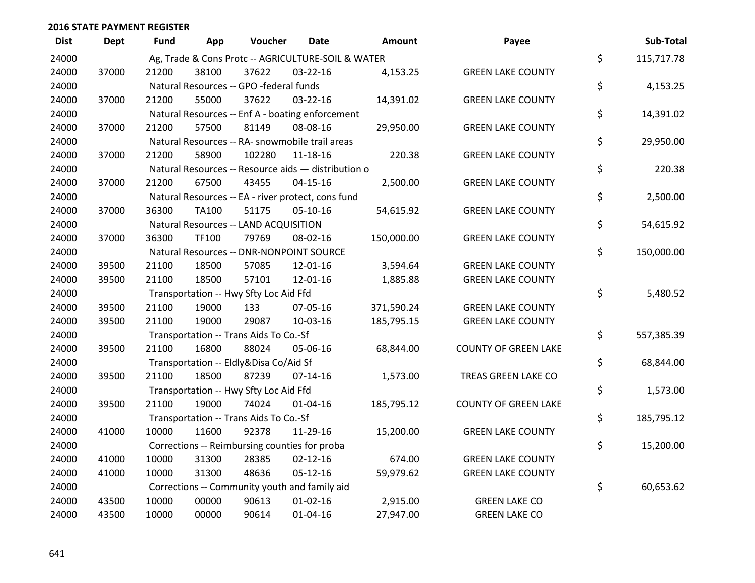## 2016 STATE PAYMENT REGISTER

| Dist | Dept | Fund | App | Voucher | Date | Amount | Payee | Sub-Total |
|---|---|---|---|---|---|---|---|---|
| 24000 | | Ag, Trade & Cons Protc -- AGRICULTURE-SOIL & WATER | | | | | | $ 115,717.78 |
| 24000 | 37000 | 21200 | 38100 | 37622 | 03-22-16 | 4,153.25 | GREEN LAKE COUNTY | |
| 24000 | | Natural Resources -- GPO -federal funds | | | | | | $ 4,153.25 |
| 24000 | 37000 | 21200 | 55000 | 37622 | 03-22-16 | 14,391.02 | GREEN LAKE COUNTY | |
| 24000 | | Natural Resources -- Enf A - boating enforcement | | | | | | $ 14,391.02 |
| 24000 | 37000 | 21200 | 57500 | 81149 | 08-08-16 | 29,950.00 | GREEN LAKE COUNTY | |
| 24000 | | Natural Resources -- RA- snowmobile trail areas | | | | | | $ 29,950.00 |
| 24000 | 37000 | 21200 | 58900 | 102280 | 11-18-16 | 220.38 | GREEN LAKE COUNTY | |
| 24000 | | Natural Resources -- Resource aids — distribution o | | | | | | $ 220.38 |
| 24000 | 37000 | 21200 | 67500 | 43455 | 04-15-16 | 2,500.00 | GREEN LAKE COUNTY | |
| 24000 | | Natural Resources -- EA - river protect, cons fund | | | | | | $ 2,500.00 |
| 24000 | 37000 | 36300 | TA100 | 51175 | 05-10-16 | 54,615.92 | GREEN LAKE COUNTY | |
| 24000 | | Natural Resources -- LAND ACQUISITION | | | | | | $ 54,615.92 |
| 24000 | 37000 | 36300 | TF100 | 79769 | 08-02-16 | 150,000.00 | GREEN LAKE COUNTY | |
| 24000 | | Natural Resources -- DNR-NONPOINT SOURCE | | | | | | $ 150,000.00 |
| 24000 | 39500 | 21100 | 18500 | 57085 | 12-01-16 | 3,594.64 | GREEN LAKE COUNTY | |
| 24000 | 39500 | 21100 | 18500 | 57101 | 12-01-16 | 1,885.88 | GREEN LAKE COUNTY | |
| 24000 | | Transportation -- Hwy Sfty Loc Aid Ffd | | | | | | $ 5,480.52 |
| 24000 | 39500 | 21100 | 19000 | 133 | 07-05-16 | 371,590.24 | GREEN LAKE COUNTY | |
| 24000 | 39500 | 21100 | 19000 | 29087 | 10-03-16 | 185,795.15 | GREEN LAKE COUNTY | |
| 24000 | | Transportation -- Trans Aids To Co.-Sf | | | | | | $ 557,385.39 |
| 24000 | 39500 | 21100 | 16800 | 88024 | 05-06-16 | 68,844.00 | COUNTY OF GREEN LAKE | |
| 24000 | | Transportation -- Eldly&Disa Co/Aid Sf | | | | | | $ 68,844.00 |
| 24000 | 39500 | 21100 | 18500 | 87239 | 07-14-16 | 1,573.00 | TREAS GREEN LAKE CO | |
| 24000 | | Transportation -- Hwy Sfty Loc Aid Ffd | | | | | | $ 1,573.00 |
| 24000 | 39500 | 21100 | 19000 | 74024 | 01-04-16 | 185,795.12 | COUNTY OF GREEN LAKE | |
| 24000 | | Transportation -- Trans Aids To Co.-Sf | | | | | | $ 185,795.12 |
| 24000 | 41000 | 10000 | 11600 | 92378 | 11-29-16 | 15,200.00 | GREEN LAKE COUNTY | |
| 24000 | | Corrections -- Reimbursing counties for proba | | | | | | $ 15,200.00 |
| 24000 | 41000 | 10000 | 31300 | 28385 | 02-12-16 | 674.00 | GREEN LAKE COUNTY | |
| 24000 | 41000 | 10000 | 31300 | 48636 | 05-12-16 | 59,979.62 | GREEN LAKE COUNTY | |
| 24000 | | Corrections -- Community youth and family aid | | | | | | $ 60,653.62 |
| 24000 | 43500 | 10000 | 00000 | 90613 | 01-02-16 | 2,915.00 | GREEN LAKE CO | |
| 24000 | 43500 | 10000 | 00000 | 90614 | 01-04-16 | 27,947.00 | GREEN LAKE CO | |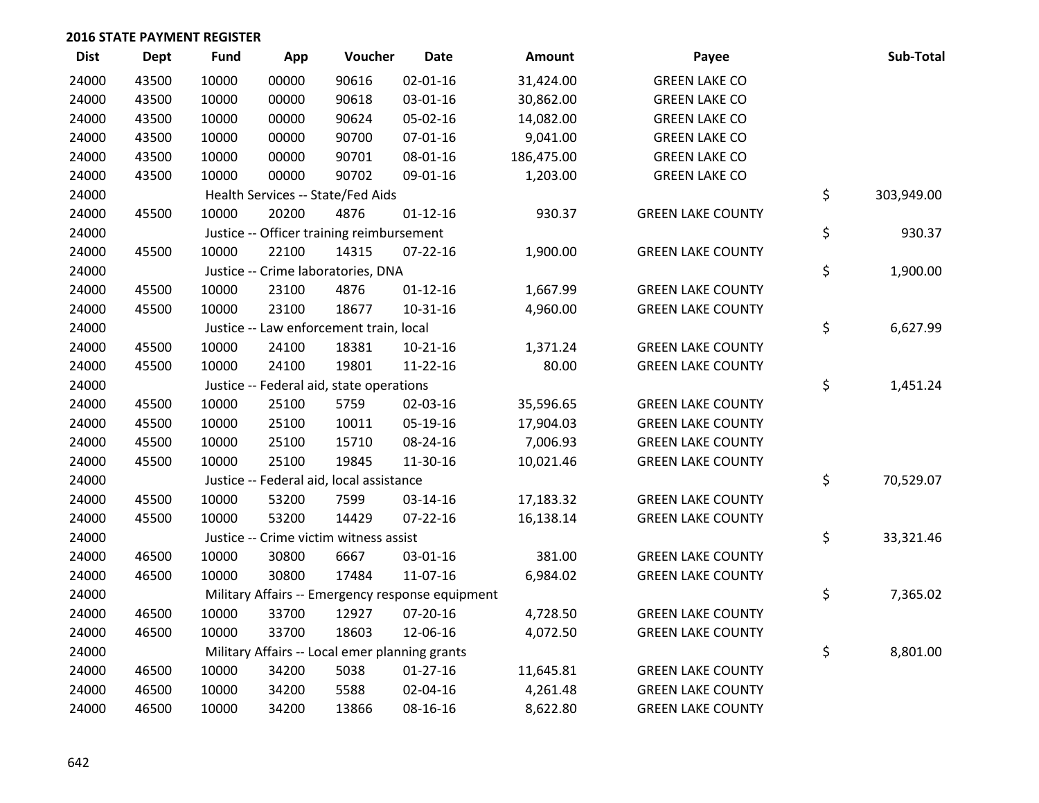## 2016 STATE PAYMENT REGISTER

| Dist | Dept | Fund | App | Voucher | Date | Amount | Payee | Sub-Total |
|---|---|---|---|---|---|---|---|---|
| 24000 | 43500 | 10000 | 00000 | 90616 | 02-01-16 | 31,424.00 | GREEN LAKE CO | |
| 24000 | 43500 | 10000 | 00000 | 90618 | 03-01-16 | 30,862.00 | GREEN LAKE CO | |
| 24000 | 43500 | 10000 | 00000 | 90624 | 05-02-16 | 14,082.00 | GREEN LAKE CO | |
| 24000 | 43500 | 10000 | 00000 | 90700 | 07-01-16 | 9,041.00 | GREEN LAKE CO | |
| 24000 | 43500 | 10000 | 00000 | 90701 | 08-01-16 | 186,475.00 | GREEN LAKE CO | |
| 24000 | 43500 | 10000 | 00000 | 90702 | 09-01-16 | 1,203.00 | GREEN LAKE CO | |
| 24000 | | Health Services -- State/Fed Aids | | | | | | $ 303,949.00 |
| 24000 | 45500 | 10000 | 20200 | 4876 | 01-12-16 | 930.37 | GREEN LAKE COUNTY | |
| 24000 | | Justice -- Officer training reimbursement | | | | | | $ 930.37 |
| 24000 | 45500 | 10000 | 22100 | 14315 | 07-22-16 | 1,900.00 | GREEN LAKE COUNTY | |
| 24000 | | Justice -- Crime laboratories, DNA | | | | | | $ 1,900.00 |
| 24000 | 45500 | 10000 | 23100 | 4876 | 01-12-16 | 1,667.99 | GREEN LAKE COUNTY | |
| 24000 | 45500 | 10000 | 23100 | 18677 | 10-31-16 | 4,960.00 | GREEN LAKE COUNTY | |
| 24000 | | Justice -- Law enforcement train, local | | | | | | $ 6,627.99 |
| 24000 | 45500 | 10000 | 24100 | 18381 | 10-21-16 | 1,371.24 | GREEN LAKE COUNTY | |
| 24000 | 45500 | 10000 | 24100 | 19801 | 11-22-16 | 80.00 | GREEN LAKE COUNTY | |
| 24000 | | Justice -- Federal aid, state operations | | | | | | $ 1,451.24 |
| 24000 | 45500 | 10000 | 25100 | 5759 | 02-03-16 | 35,596.65 | GREEN LAKE COUNTY | |
| 24000 | 45500 | 10000 | 25100 | 10011 | 05-19-16 | 17,904.03 | GREEN LAKE COUNTY | |
| 24000 | 45500 | 10000 | 25100 | 15710 | 08-24-16 | 7,006.93 | GREEN LAKE COUNTY | |
| 24000 | 45500 | 10000 | 25100 | 19845 | 11-30-16 | 10,021.46 | GREEN LAKE COUNTY | |
| 24000 | | Justice -- Federal aid, local assistance | | | | | | $ 70,529.07 |
| 24000 | 45500 | 10000 | 53200 | 7599 | 03-14-16 | 17,183.32 | GREEN LAKE COUNTY | |
| 24000 | 45500 | 10000 | 53200 | 14429 | 07-22-16 | 16,138.14 | GREEN LAKE COUNTY | |
| 24000 | | Justice -- Crime victim witness assist | | | | | | $ 33,321.46 |
| 24000 | 46500 | 10000 | 30800 | 6667 | 03-01-16 | 381.00 | GREEN LAKE COUNTY | |
| 24000 | 46500 | 10000 | 30800 | 17484 | 11-07-16 | 6,984.02 | GREEN LAKE COUNTY | |
| 24000 | | Military Affairs -- Emergency response equipment | | | | | | $ 7,365.02 |
| 24000 | 46500 | 10000 | 33700 | 12927 | 07-20-16 | 4,728.50 | GREEN LAKE COUNTY | |
| 24000 | 46500 | 10000 | 33700 | 18603 | 12-06-16 | 4,072.50 | GREEN LAKE COUNTY | |
| 24000 | | Military Affairs -- Local emer planning grants | | | | | | $ 8,801.00 |
| 24000 | 46500 | 10000 | 34200 | 5038 | 01-27-16 | 11,645.81 | GREEN LAKE COUNTY | |
| 24000 | 46500 | 10000 | 34200 | 5588 | 02-04-16 | 4,261.48 | GREEN LAKE COUNTY | |
| 24000 | 46500 | 10000 | 34200 | 13866 | 08-16-16 | 8,622.80 | GREEN LAKE COUNTY | |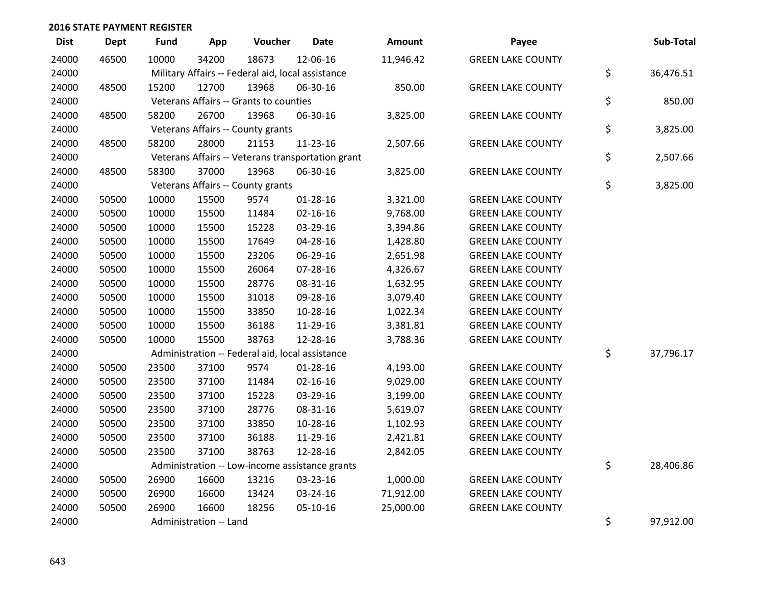**2016 STATE PAYMENT REGISTER**

| Dist | Dept | Fund | App | Voucher | Date | Amount | Payee | | Sub-Total |
|---|---|---|---|---|---|---|---|---|---|
| 24000 | 46500 | 10000 | 34200 | 18673 | 12-06-16 | 11,946.42 | GREEN LAKE COUNTY | | |
| 24000 | | Military Affairs -- Federal aid, local assistance | | | | | | $ | 36,476.51 |
| 24000 | 48500 | 15200 | 12700 | 13968 | 06-30-16 | 850.00 | GREEN LAKE COUNTY | | |
| 24000 | | Veterans Affairs -- Grants to counties | | | | | | $ | 850.00 |
| 24000 | 48500 | 58200 | 26700 | 13968 | 06-30-16 | 3,825.00 | GREEN LAKE COUNTY | | |
| 24000 | | Veterans Affairs -- County grants | | | | | | $ | 3,825.00 |
| 24000 | 48500 | 58200 | 28000 | 21153 | 11-23-16 | 2,507.66 | GREEN LAKE COUNTY | | |
| 24000 | | Veterans Affairs -- Veterans transportation grant | | | | | | $ | 2,507.66 |
| 24000 | 48500 | 58300 | 37000 | 13968 | 06-30-16 | 3,825.00 | GREEN LAKE COUNTY | | |
| 24000 | | Veterans Affairs -- County grants | | | | | | $ | 3,825.00 |
| 24000 | 50500 | 10000 | 15500 | 9574 | 01-28-16 | 3,321.00 | GREEN LAKE COUNTY | | |
| 24000 | 50500 | 10000 | 15500 | 11484 | 02-16-16 | 9,768.00 | GREEN LAKE COUNTY | | |
| 24000 | 50500 | 10000 | 15500 | 15228 | 03-29-16 | 3,394.86 | GREEN LAKE COUNTY | | |
| 24000 | 50500 | 10000 | 15500 | 17649 | 04-28-16 | 1,428.80 | GREEN LAKE COUNTY | | |
| 24000 | 50500 | 10000 | 15500 | 23206 | 06-29-16 | 2,651.98 | GREEN LAKE COUNTY | | |
| 24000 | 50500 | 10000 | 15500 | 26064 | 07-28-16 | 4,326.67 | GREEN LAKE COUNTY | | |
| 24000 | 50500 | 10000 | 15500 | 28776 | 08-31-16 | 1,632.95 | GREEN LAKE COUNTY | | |
| 24000 | 50500 | 10000 | 15500 | 31018 | 09-28-16 | 3,079.40 | GREEN LAKE COUNTY | | |
| 24000 | 50500 | 10000 | 15500 | 33850 | 10-28-16 | 1,022.34 | GREEN LAKE COUNTY | | |
| 24000 | 50500 | 10000 | 15500 | 36188 | 11-29-16 | 3,381.81 | GREEN LAKE COUNTY | | |
| 24000 | 50500 | 10000 | 15500 | 38763 | 12-28-16 | 3,788.36 | GREEN LAKE COUNTY | | |
| 24000 | | Administration -- Federal aid, local assistance | | | | | | $ | 37,796.17 |
| 24000 | 50500 | 23500 | 37100 | 9574 | 01-28-16 | 4,193.00 | GREEN LAKE COUNTY | | |
| 24000 | 50500 | 23500 | 37100 | 11484 | 02-16-16 | 9,029.00 | GREEN LAKE COUNTY | | |
| 24000 | 50500 | 23500 | 37100 | 15228 | 03-29-16 | 3,199.00 | GREEN LAKE COUNTY | | |
| 24000 | 50500 | 23500 | 37100 | 28776 | 08-31-16 | 5,619.07 | GREEN LAKE COUNTY | | |
| 24000 | 50500 | 23500 | 37100 | 33850 | 10-28-16 | 1,102.93 | GREEN LAKE COUNTY | | |
| 24000 | 50500 | 23500 | 37100 | 36188 | 11-29-16 | 2,421.81 | GREEN LAKE COUNTY | | |
| 24000 | 50500 | 23500 | 37100 | 38763 | 12-28-16 | 2,842.05 | GREEN LAKE COUNTY | | |
| 24000 | | Administration -- Low-income assistance grants | | | | | | $ | 28,406.86 |
| 24000 | 50500 | 26900 | 16600 | 13216 | 03-23-16 | 1,000.00 | GREEN LAKE COUNTY | | |
| 24000 | 50500 | 26900 | 16600 | 13424 | 03-24-16 | 71,912.00 | GREEN LAKE COUNTY | | |
| 24000 | 50500 | 26900 | 16600 | 18256 | 05-10-16 | 25,000.00 | GREEN LAKE COUNTY | | |
| 24000 | | Administration -- Land | | | | | | $ | 97,912.00 |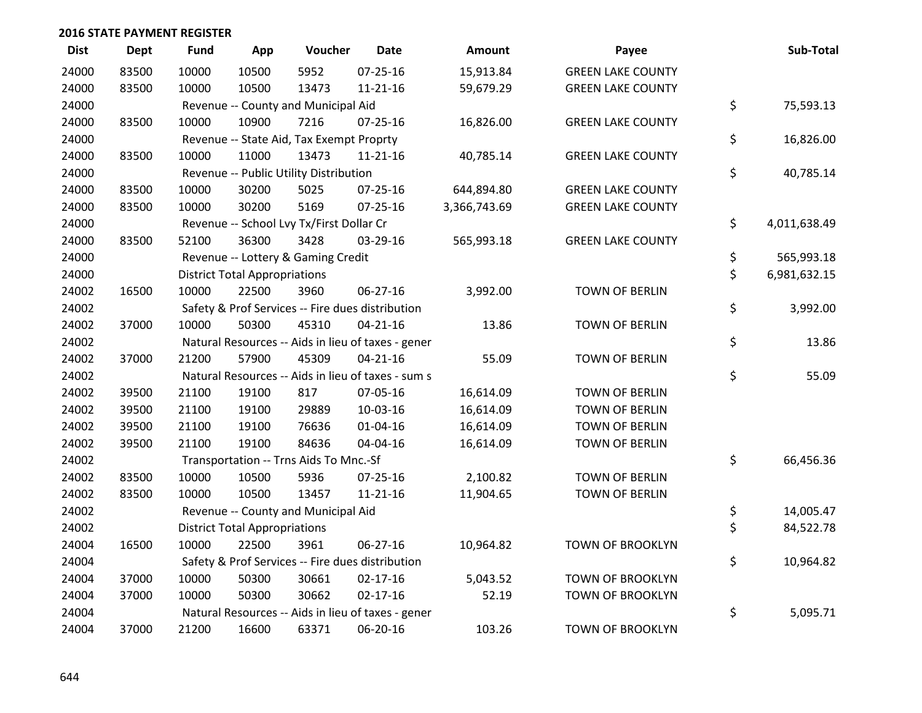## 2016 STATE PAYMENT REGISTER

| Dist | Dept | Fund | App | Voucher | Date | Amount | Payee | Sub-Total |
|---|---|---|---|---|---|---|---|---|
| 24000 | 83500 | 10000 | 10500 | 5952 | 07-25-16 | 15,913.84 | GREEN LAKE COUNTY | |
| 24000 | 83500 | 10000 | 10500 | 13473 | 11-21-16 | 59,679.29 | GREEN LAKE COUNTY | |
| 24000 | | Revenue -- County and Municipal Aid | | | | | | $ 75,593.13 |
| 24000 | 83500 | 10000 | 10900 | 7216 | 07-25-16 | 16,826.00 | GREEN LAKE COUNTY | |
| 24000 | | Revenue -- State Aid, Tax Exempt Proprty | | | | | | $ 16,826.00 |
| 24000 | 83500 | 10000 | 11000 | 13473 | 11-21-16 | 40,785.14 | GREEN LAKE COUNTY | |
| 24000 | | Revenue -- Public Utility Distribution | | | | | | $ 40,785.14 |
| 24000 | 83500 | 10000 | 30200 | 5025 | 07-25-16 | 644,894.80 | GREEN LAKE COUNTY | |
| 24000 | 83500 | 10000 | 30200 | 5169 | 07-25-16 | 3,366,743.69 | GREEN LAKE COUNTY | |
| 24000 | | Revenue -- School Lvy Tx/First Dollar Cr | | | | | | $ 4,011,638.49 |
| 24000 | 83500 | 52100 | 36300 | 3428 | 03-29-16 | 565,993.18 | GREEN LAKE COUNTY | |
| 24000 | | Revenue -- Lottery & Gaming Credit | | | | | | $ 565,993.18 |
| 24000 | | District Total Appropriations | | | | | | $ 6,981,632.15 |
| 24002 | 16500 | 10000 | 22500 | 3960 | 06-27-16 | 3,992.00 | TOWN OF BERLIN | |
| 24002 | | Safety & Prof Services -- Fire dues distribution | | | | | | $ 3,992.00 |
| 24002 | 37000 | 10000 | 50300 | 45310 | 04-21-16 | 13.86 | TOWN OF BERLIN | |
| 24002 | | Natural Resources -- Aids in lieu of taxes - gener | | | | | | $ 13.86 |
| 24002 | 37000 | 21200 | 57900 | 45309 | 04-21-16 | 55.09 | TOWN OF BERLIN | |
| 24002 | | Natural Resources -- Aids in lieu of taxes - sum s | | | | | | $ 55.09 |
| 24002 | 39500 | 21100 | 19100 | 817 | 07-05-16 | 16,614.09 | TOWN OF BERLIN | |
| 24002 | 39500 | 21100 | 19100 | 29889 | 10-03-16 | 16,614.09 | TOWN OF BERLIN | |
| 24002 | 39500 | 21100 | 19100 | 76636 | 01-04-16 | 16,614.09 | TOWN OF BERLIN | |
| 24002 | 39500 | 21100 | 19100 | 84636 | 04-04-16 | 16,614.09 | TOWN OF BERLIN | |
| 24002 | | Transportation -- Trns Aids To Mnc.-Sf | | | | | | $ 66,456.36 |
| 24002 | 83500 | 10000 | 10500 | 5936 | 07-25-16 | 2,100.82 | TOWN OF BERLIN | |
| 24002 | 83500 | 10000 | 10500 | 13457 | 11-21-16 | 11,904.65 | TOWN OF BERLIN | |
| 24002 | | Revenue -- County and Municipal Aid | | | | | | $ 14,005.47 |
| 24002 | | District Total Appropriations | | | | | | $ 84,522.78 |
| 24004 | 16500 | 10000 | 22500 | 3961 | 06-27-16 | 10,964.82 | TOWN OF BROOKLYN | |
| 24004 | | Safety & Prof Services -- Fire dues distribution | | | | | | $ 10,964.82 |
| 24004 | 37000 | 10000 | 50300 | 30661 | 02-17-16 | 5,043.52 | TOWN OF BROOKLYN | |
| 24004 | 37000 | 10000 | 50300 | 30662 | 02-17-16 | 52.19 | TOWN OF BROOKLYN | |
| 24004 | | Natural Resources -- Aids in lieu of taxes - gener | | | | | | $ 5,095.71 |
| 24004 | 37000 | 21200 | 16600 | 63371 | 06-20-16 | 103.26 | TOWN OF BROOKLYN | |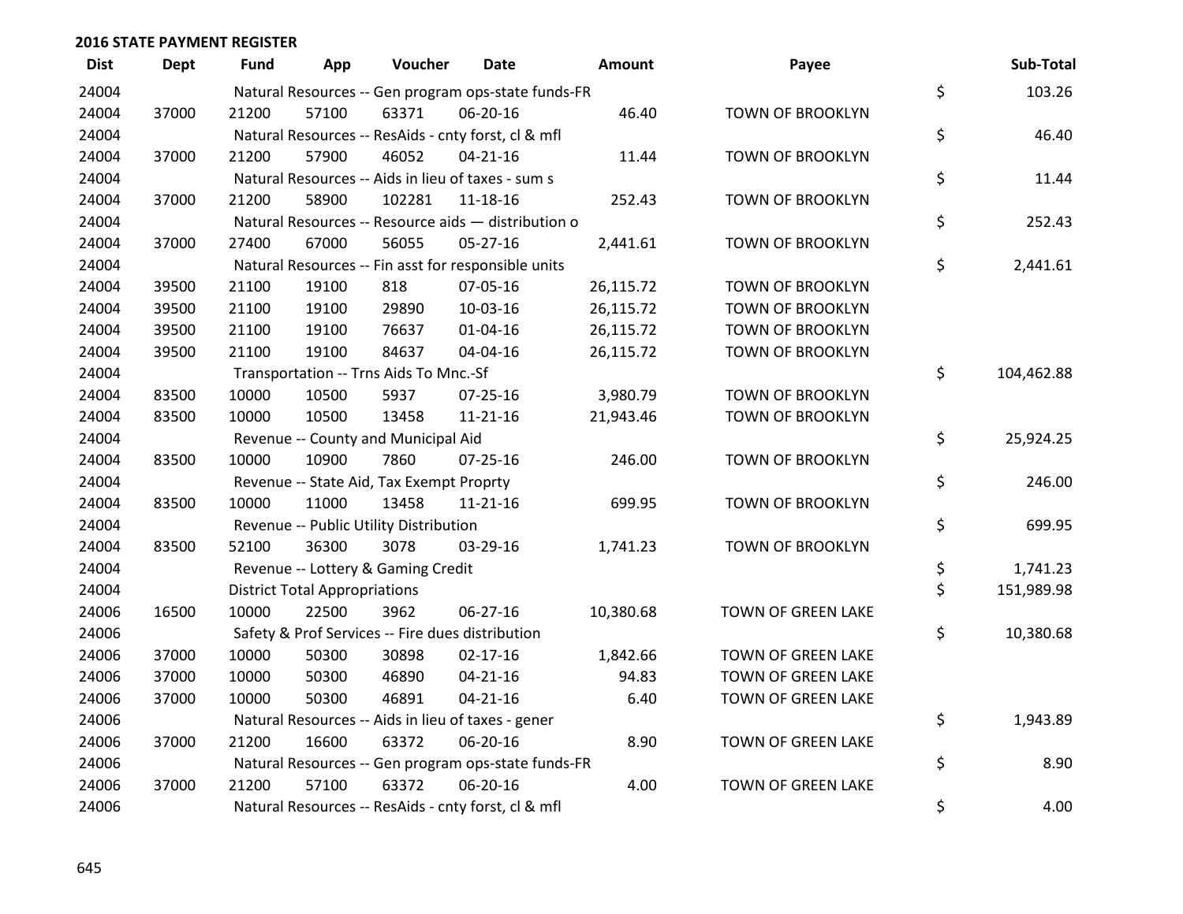## 2016 STATE PAYMENT REGISTER

| Dist | Dept | Fund | App | Voucher | Date | Amount | Payee | Sub-Total |
|---|---|---|---|---|---|---|---|---|
| 24004 | | Natural Resources -- Gen program ops-state funds-FR | | | | | | $ 103.26 |
| 24004 | 37000 | 21200 | 57100 | 63371 | 06-20-16 | 46.40 | TOWN OF BROOKLYN | |
| 24004 | | Natural Resources -- ResAids - cnty forst, cl & mfl | | | | | | $ 46.40 |
| 24004 | 37000 | 21200 | 57900 | 46052 | 04-21-16 | 11.44 | TOWN OF BROOKLYN | |
| 24004 | | Natural Resources -- Aids in lieu of taxes - sum s | | | | | | $ 11.44 |
| 24004 | 37000 | 21200 | 58900 | 102281 | 11-18-16 | 252.43 | TOWN OF BROOKLYN | |
| 24004 | | Natural Resources -- Resource aids — distribution o | | | | | | $ 252.43 |
| 24004 | 37000 | 27400 | 67000 | 56055 | 05-27-16 | 2,441.61 | TOWN OF BROOKLYN | |
| 24004 | | Natural Resources -- Fin asst for responsible units | | | | | | $ 2,441.61 |
| 24004 | 39500 | 21100 | 19100 | 818 | 07-05-16 | 26,115.72 | TOWN OF BROOKLYN | |
| 24004 | 39500 | 21100 | 19100 | 29890 | 10-03-16 | 26,115.72 | TOWN OF BROOKLYN | |
| 24004 | 39500 | 21100 | 19100 | 76637 | 01-04-16 | 26,115.72 | TOWN OF BROOKLYN | |
| 24004 | 39500 | 21100 | 19100 | 84637 | 04-04-16 | 26,115.72 | TOWN OF BROOKLYN | |
| 24004 | | Transportation -- Trns Aids To Mnc.-Sf | | | | | | $ 104,462.88 |
| 24004 | 83500 | 10000 | 10500 | 5937 | 07-25-16 | 3,980.79 | TOWN OF BROOKLYN | |
| 24004 | 83500 | 10000 | 10500 | 13458 | 11-21-16 | 21,943.46 | TOWN OF BROOKLYN | |
| 24004 | | Revenue -- County and Municipal Aid | | | | | | $ 25,924.25 |
| 24004 | 83500 | 10000 | 10900 | 7860 | 07-25-16 | 246.00 | TOWN OF BROOKLYN | |
| 24004 | | Revenue -- State Aid, Tax Exempt Proprty | | | | | | $ 246.00 |
| 24004 | 83500 | 10000 | 11000 | 13458 | 11-21-16 | 699.95 | TOWN OF BROOKLYN | |
| 24004 | | Revenue -- Public Utility Distribution | | | | | | $ 699.95 |
| 24004 | 83500 | 52100 | 36300 | 3078 | 03-29-16 | 1,741.23 | TOWN OF BROOKLYN | |
| 24004 | | Revenue -- Lottery & Gaming Credit | | | | | | $ 1,741.23 |
| 24004 | | District Total Appropriations | | | | | | $ 151,989.98 |
| 24006 | 16500 | 10000 | 22500 | 3962 | 06-27-16 | 10,380.68 | TOWN OF GREEN LAKE | |
| 24006 | | Safety & Prof Services -- Fire dues distribution | | | | | | $ 10,380.68 |
| 24006 | 37000 | 10000 | 50300 | 30898 | 02-17-16 | 1,842.66 | TOWN OF GREEN LAKE | |
| 24006 | 37000 | 10000 | 50300 | 46890 | 04-21-16 | 94.83 | TOWN OF GREEN LAKE | |
| 24006 | 37000 | 10000 | 50300 | 46891 | 04-21-16 | 6.40 | TOWN OF GREEN LAKE | |
| 24006 | | Natural Resources -- Aids in lieu of taxes - gener | | | | | | $ 1,943.89 |
| 24006 | 37000 | 21200 | 16600 | 63372 | 06-20-16 | 8.90 | TOWN OF GREEN LAKE | |
| 24006 | | Natural Resources -- Gen program ops-state funds-FR | | | | | | $ 8.90 |
| 24006 | 37000 | 21200 | 57100 | 63372 | 06-20-16 | 4.00 | TOWN OF GREEN LAKE | |
| 24006 | | Natural Resources -- ResAids - cnty forst, cl & mfl | | | | | | $ 4.00 |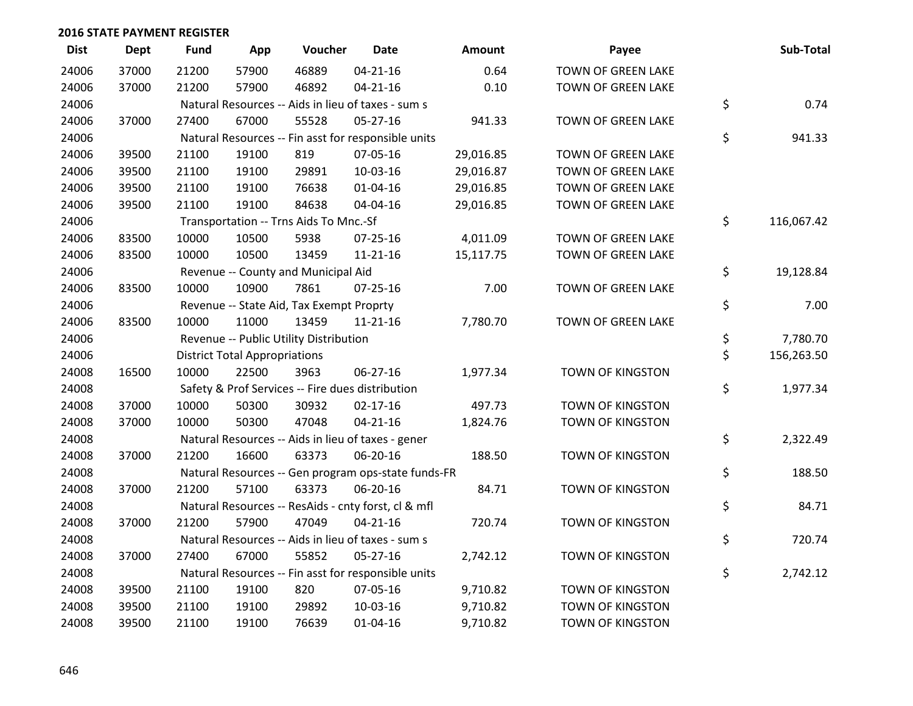## 2016 STATE PAYMENT REGISTER

| Dist | Dept | Fund | App | Voucher | Date | Amount | Payee | Sub-Total |
|---|---|---|---|---|---|---|---|---|
| 24006 | 37000 | 21200 | 57900 | 46889 | 04-21-16 | 0.64 | TOWN OF GREEN LAKE | |
| 24006 | 37000 | 21200 | 57900 | 46892 | 04-21-16 | 0.10 | TOWN OF GREEN LAKE | |
| 24006 | | Natural Resources -- Aids in lieu of taxes - sum s | | | | | | $ 0.74 |
| 24006 | 37000 | 27400 | 67000 | 55528 | 05-27-16 | 941.33 | TOWN OF GREEN LAKE | |
| 24006 | | Natural Resources -- Fin asst for responsible units | | | | | | $ 941.33 |
| 24006 | 39500 | 21100 | 19100 | 819 | 07-05-16 | 29,016.85 | TOWN OF GREEN LAKE | |
| 24006 | 39500 | 21100 | 19100 | 29891 | 10-03-16 | 29,016.87 | TOWN OF GREEN LAKE | |
| 24006 | 39500 | 21100 | 19100 | 76638 | 01-04-16 | 29,016.85 | TOWN OF GREEN LAKE | |
| 24006 | 39500 | 21100 | 19100 | 84638 | 04-04-16 | 29,016.85 | TOWN OF GREEN LAKE | |
| 24006 | | Transportation -- Trns Aids To Mnc.-Sf | | | | | | $ 116,067.42 |
| 24006 | 83500 | 10000 | 10500 | 5938 | 07-25-16 | 4,011.09 | TOWN OF GREEN LAKE | |
| 24006 | 83500 | 10000 | 10500 | 13459 | 11-21-16 | 15,117.75 | TOWN OF GREEN LAKE | |
| 24006 | | Revenue -- County and Municipal Aid | | | | | | $ 19,128.84 |
| 24006 | 83500 | 10000 | 10900 | 7861 | 07-25-16 | 7.00 | TOWN OF GREEN LAKE | |
| 24006 | | Revenue -- State Aid, Tax Exempt Proprty | | | | | | $ 7.00 |
| 24006 | 83500 | 10000 | 11000 | 13459 | 11-21-16 | 7,780.70 | TOWN OF GREEN LAKE | |
| 24006 | | Revenue -- Public Utility Distribution | | | | | | $ 7,780.70 |
| 24006 | | District Total Appropriations | | | | | | $ 156,263.50 |
| 24008 | 16500 | 10000 | 22500 | 3963 | 06-27-16 | 1,977.34 | TOWN OF KINGSTON | |
| 24008 | | Safety & Prof Services -- Fire dues distribution | | | | | | $ 1,977.34 |
| 24008 | 37000 | 10000 | 50300 | 30932 | 02-17-16 | 497.73 | TOWN OF KINGSTON | |
| 24008 | 37000 | 10000 | 50300 | 47048 | 04-21-16 | 1,824.76 | TOWN OF KINGSTON | |
| 24008 | | Natural Resources -- Aids in lieu of taxes - gener | | | | | | $ 2,322.49 |
| 24008 | 37000 | 21200 | 16600 | 63373 | 06-20-16 | 188.50 | TOWN OF KINGSTON | |
| 24008 | | Natural Resources -- Gen program ops-state funds-FR | | | | | | $ 188.50 |
| 24008 | 37000 | 21200 | 57100 | 63373 | 06-20-16 | 84.71 | TOWN OF KINGSTON | |
| 24008 | | Natural Resources -- ResAids - cnty forst, cl & mfl | | | | | | $ 84.71 |
| 24008 | 37000 | 21200 | 57900 | 47049 | 04-21-16 | 720.74 | TOWN OF KINGSTON | |
| 24008 | | Natural Resources -- Aids in lieu of taxes - sum s | | | | | | $ 720.74 |
| 24008 | 37000 | 27400 | 67000 | 55852 | 05-27-16 | 2,742.12 | TOWN OF KINGSTON | |
| 24008 | | Natural Resources -- Fin asst for responsible units | | | | | | $ 2,742.12 |
| 24008 | 39500 | 21100 | 19100 | 820 | 07-05-16 | 9,710.82 | TOWN OF KINGSTON | |
| 24008 | 39500 | 21100 | 19100 | 29892 | 10-03-16 | 9,710.82 | TOWN OF KINGSTON | |
| 24008 | 39500 | 21100 | 19100 | 76639 | 01-04-16 | 9,710.82 | TOWN OF KINGSTON | |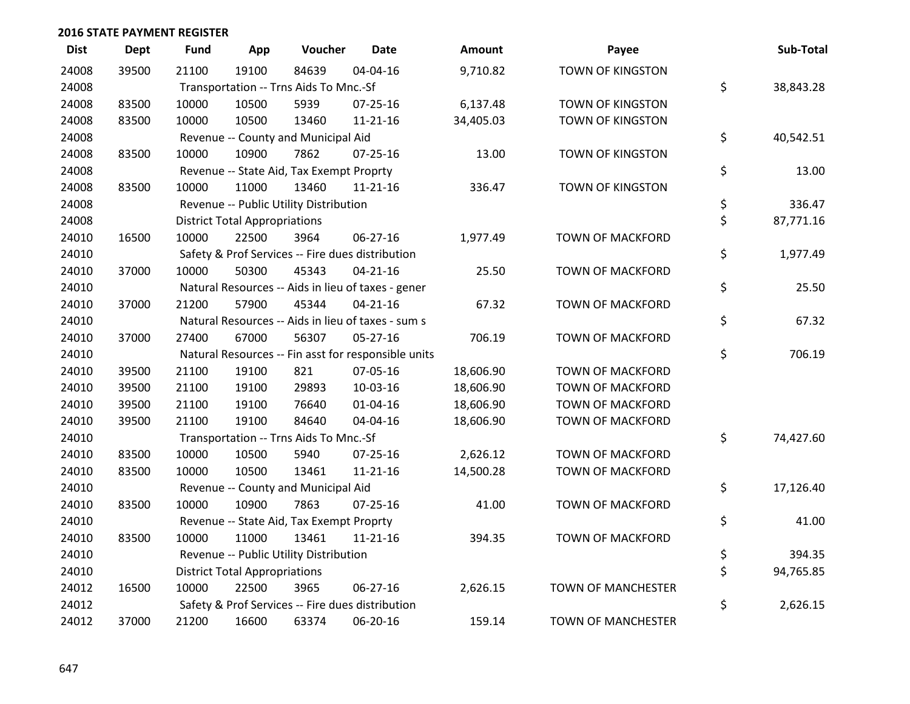**2016 STATE PAYMENT REGISTER**

| Dist | Dept | Fund | App | Voucher | Date | Amount | Payee | Sub-Total |
|---|---|---|---|---|---|---|---|---|
| 24008 | 39500 | 21100 | 19100 | 84639 | 04-04-16 | 9,710.82 | TOWN OF KINGSTON | |
| 24008 | | Transportation -- Trns Aids To Mnc.-Sf | | | | | | $ 38,843.28 |
| 24008 | 83500 | 10000 | 10500 | 5939 | 07-25-16 | 6,137.48 | TOWN OF KINGSTON | |
| 24008 | 83500 | 10000 | 10500 | 13460 | 11-21-16 | 34,405.03 | TOWN OF KINGSTON | |
| 24008 | | Revenue -- County and Municipal Aid | | | | | | $ 40,542.51 |
| 24008 | 83500 | 10000 | 10900 | 7862 | 07-25-16 | 13.00 | TOWN OF KINGSTON | |
| 24008 | | Revenue -- State Aid, Tax Exempt Proprty | | | | | | $ 13.00 |
| 24008 | 83500 | 10000 | 11000 | 13460 | 11-21-16 | 336.47 | TOWN OF KINGSTON | |
| 24008 | | Revenue -- Public Utility Distribution | | | | | | $ 336.47 |
| 24008 | | District Total Appropriations | | | | | | $ 87,771.16 |
| 24010 | 16500 | 10000 | 22500 | 3964 | 06-27-16 | 1,977.49 | TOWN OF MACKFORD | |
| 24010 | | Safety & Prof Services -- Fire dues distribution | | | | | | $ 1,977.49 |
| 24010 | 37000 | 10000 | 50300 | 45343 | 04-21-16 | 25.50 | TOWN OF MACKFORD | |
| 24010 | | Natural Resources -- Aids in lieu of taxes - gener | | | | | | $ 25.50 |
| 24010 | 37000 | 21200 | 57900 | 45344 | 04-21-16 | 67.32 | TOWN OF MACKFORD | |
| 24010 | | Natural Resources -- Aids in lieu of taxes - sum s | | | | | | $ 67.32 |
| 24010 | 37000 | 27400 | 67000 | 56307 | 05-27-16 | 706.19 | TOWN OF MACKFORD | |
| 24010 | | Natural Resources -- Fin asst for responsible units | | | | | | $ 706.19 |
| 24010 | 39500 | 21100 | 19100 | 821 | 07-05-16 | 18,606.90 | TOWN OF MACKFORD | |
| 24010 | 39500 | 21100 | 19100 | 29893 | 10-03-16 | 18,606.90 | TOWN OF MACKFORD | |
| 24010 | 39500 | 21100 | 19100 | 76640 | 01-04-16 | 18,606.90 | TOWN OF MACKFORD | |
| 24010 | 39500 | 21100 | 19100 | 84640 | 04-04-16 | 18,606.90 | TOWN OF MACKFORD | |
| 24010 | | Transportation -- Trns Aids To Mnc.-Sf | | | | | | $ 74,427.60 |
| 24010 | 83500 | 10000 | 10500 | 5940 | 07-25-16 | 2,626.12 | TOWN OF MACKFORD | |
| 24010 | 83500 | 10000 | 10500 | 13461 | 11-21-16 | 14,500.28 | TOWN OF MACKFORD | |
| 24010 | | Revenue -- County and Municipal Aid | | | | | | $ 17,126.40 |
| 24010 | 83500 | 10000 | 10900 | 7863 | 07-25-16 | 41.00 | TOWN OF MACKFORD | |
| 24010 | | Revenue -- State Aid, Tax Exempt Proprty | | | | | | $ 41.00 |
| 24010 | 83500 | 10000 | 11000 | 13461 | 11-21-16 | 394.35 | TOWN OF MACKFORD | |
| 24010 | | Revenue -- Public Utility Distribution | | | | | | $ 394.35 |
| 24010 | | District Total Appropriations | | | | | | $ 94,765.85 |
| 24012 | 16500 | 10000 | 22500 | 3965 | 06-27-16 | 2,626.15 | TOWN OF MANCHESTER | |
| 24012 | | Safety & Prof Services -- Fire dues distribution | | | | | | $ 2,626.15 |
| 24012 | 37000 | 21200 | 16600 | 63374 | 06-20-16 | 159.14 | TOWN OF MANCHESTER | |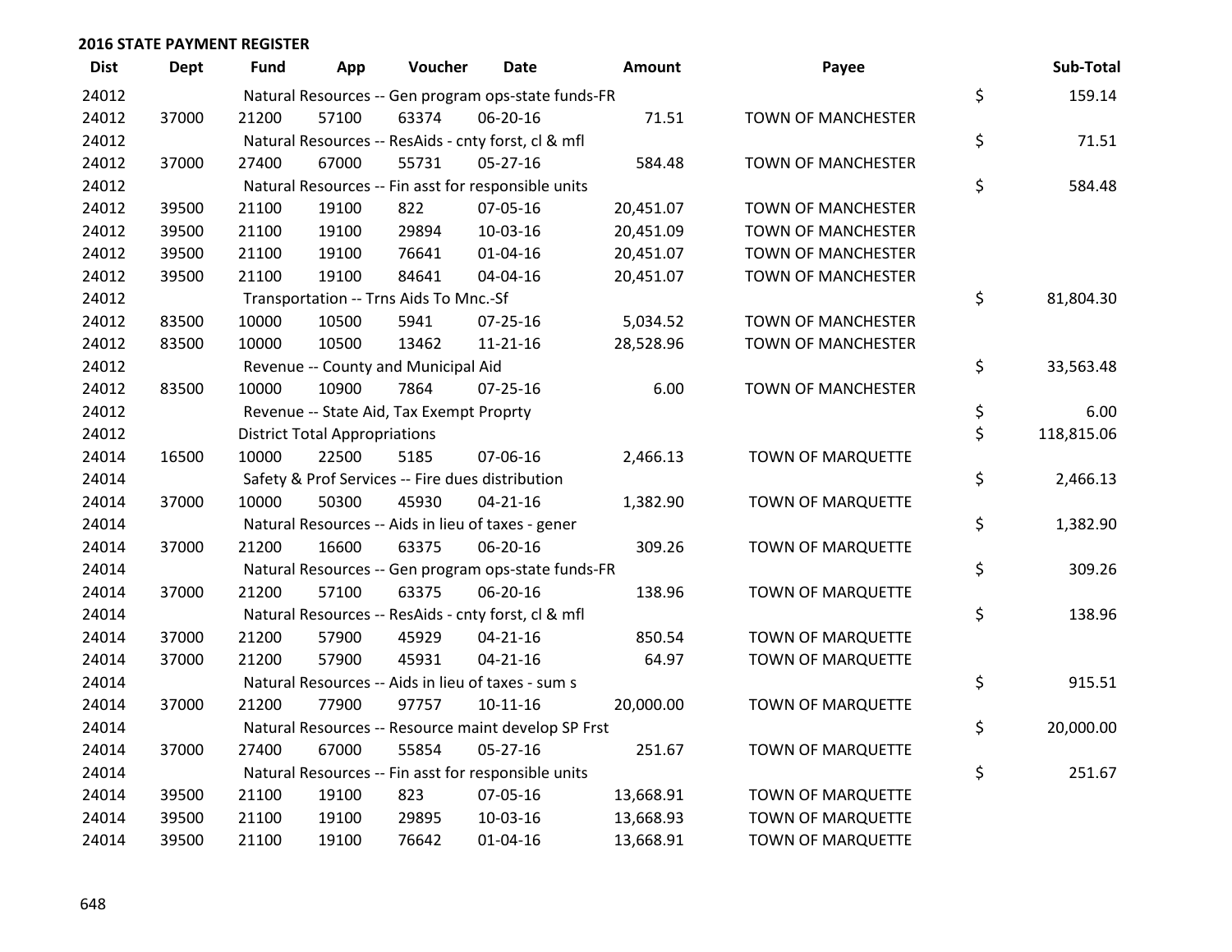## 2016 STATE PAYMENT REGISTER

| Dist | Dept | Fund | App | Voucher | Date | Amount | Payee | | Sub-Total |
|---|---|---|---|---|---|---|---|---|---|
| 24012 | | Natural Resources -- Gen program ops-state funds-FR | | | | | | $ | 159.14 |
| 24012 | 37000 | 21200 | 57100 | 63374 | 06-20-16 | 71.51 | TOWN OF MANCHESTER | | |
| 24012 | | Natural Resources -- ResAids - cnty forst, cl & mfl | | | | | | $ | 71.51 |
| 24012 | 37000 | 27400 | 67000 | 55731 | 05-27-16 | 584.48 | TOWN OF MANCHESTER | | |
| 24012 | | Natural Resources -- Fin asst for responsible units | | | | | | $ | 584.48 |
| 24012 | 39500 | 21100 | 19100 | 822 | 07-05-16 | 20,451.07 | TOWN OF MANCHESTER | | |
| 24012 | 39500 | 21100 | 19100 | 29894 | 10-03-16 | 20,451.09 | TOWN OF MANCHESTER | | |
| 24012 | 39500 | 21100 | 19100 | 76641 | 01-04-16 | 20,451.07 | TOWN OF MANCHESTER | | |
| 24012 | 39500 | 21100 | 19100 | 84641 | 04-04-16 | 20,451.07 | TOWN OF MANCHESTER | | |
| 24012 | | Transportation -- Trns Aids To Mnc.-Sf | | | | | | $ | 81,804.30 |
| 24012 | 83500 | 10000 | 10500 | 5941 | 07-25-16 | 5,034.52 | TOWN OF MANCHESTER | | |
| 24012 | 83500 | 10000 | 10500 | 13462 | 11-21-16 | 28,528.96 | TOWN OF MANCHESTER | | |
| 24012 | | Revenue -- County and Municipal Aid | | | | | | $ | 33,563.48 |
| 24012 | 83500 | 10000 | 10900 | 7864 | 07-25-16 | 6.00 | TOWN OF MANCHESTER | | |
| 24012 | | Revenue -- State Aid, Tax Exempt Proprty | | | | | | $ | 6.00 |
| 24012 | | District Total Appropriations | | | | | | $ | 118,815.06 |
| 24014 | 16500 | 10000 | 22500 | 5185 | 07-06-16 | 2,466.13 | TOWN OF MARQUETTE | | |
| 24014 | | Safety & Prof Services -- Fire dues distribution | | | | | | $ | 2,466.13 |
| 24014 | 37000 | 10000 | 50300 | 45930 | 04-21-16 | 1,382.90 | TOWN OF MARQUETTE | | |
| 24014 | | Natural Resources -- Aids in lieu of taxes - gener | | | | | | $ | 1,382.90 |
| 24014 | 37000 | 21200 | 16600 | 63375 | 06-20-16 | 309.26 | TOWN OF MARQUETTE | | |
| 24014 | | Natural Resources -- Gen program ops-state funds-FR | | | | | | $ | 309.26 |
| 24014 | 37000 | 21200 | 57100 | 63375 | 06-20-16 | 138.96 | TOWN OF MARQUETTE | | |
| 24014 | | Natural Resources -- ResAids - cnty forst, cl & mfl | | | | | | $ | 138.96 |
| 24014 | 37000 | 21200 | 57900 | 45929 | 04-21-16 | 850.54 | TOWN OF MARQUETTE | | |
| 24014 | 37000 | 21200 | 57900 | 45931 | 04-21-16 | 64.97 | TOWN OF MARQUETTE | | |
| 24014 | | Natural Resources -- Aids in lieu of taxes - sum s | | | | | | $ | 915.51 |
| 24014 | 37000 | 21200 | 77900 | 97757 | 10-11-16 | 20,000.00 | TOWN OF MARQUETTE | | |
| 24014 | | Natural Resources -- Resource maint develop SP Frst | | | | | | $ | 20,000.00 |
| 24014 | 37000 | 27400 | 67000 | 55854 | 05-27-16 | 251.67 | TOWN OF MARQUETTE | | |
| 24014 | | Natural Resources -- Fin asst for responsible units | | | | | | $ | 251.67 |
| 24014 | 39500 | 21100 | 19100 | 823 | 07-05-16 | 13,668.91 | TOWN OF MARQUETTE | | |
| 24014 | 39500 | 21100 | 19100 | 29895 | 10-03-16 | 13,668.93 | TOWN OF MARQUETTE | | |
| 24014 | 39500 | 21100 | 19100 | 76642 | 01-04-16 | 13,668.91 | TOWN OF MARQUETTE | | |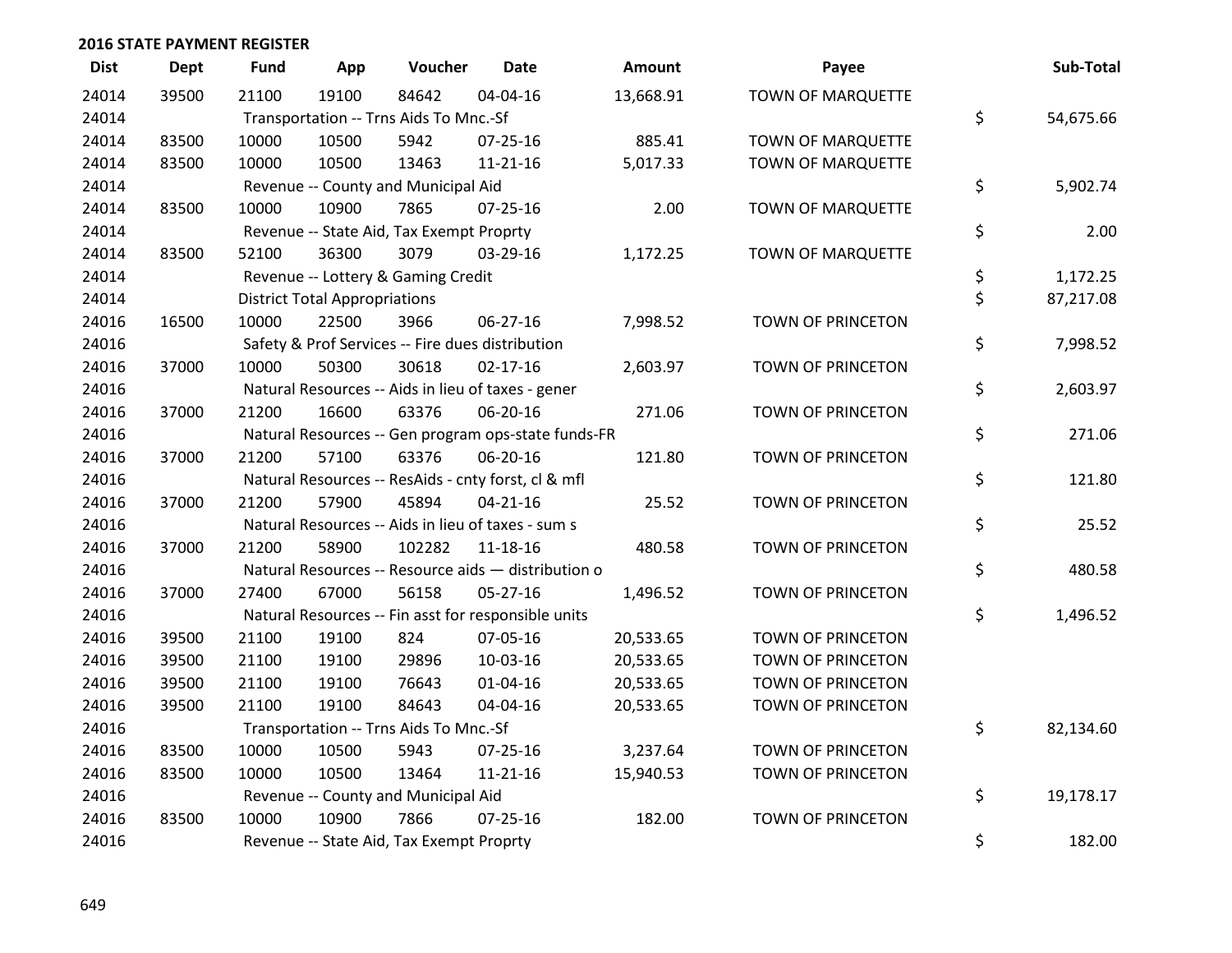## 2016 STATE PAYMENT REGISTER

| Dist | Dept | Fund | App | Voucher | Date | Amount | Payee | Sub-Total |
|---|---|---|---|---|---|---|---|---|
| 24014 | 39500 | 21100 | 19100 | 84642 | 04-04-16 | 13,668.91 | TOWN OF MARQUETTE | |
| 24014 | | Transportation -- Trns Aids To Mnc.-Sf | | | | | | $ 54,675.66 |
| 24014 | 83500 | 10000 | 10500 | 5942 | 07-25-16 | 885.41 | TOWN OF MARQUETTE | |
| 24014 | 83500 | 10000 | 10500 | 13463 | 11-21-16 | 5,017.33 | TOWN OF MARQUETTE | |
| 24014 | | Revenue -- County and Municipal Aid | | | | | | $ 5,902.74 |
| 24014 | 83500 | 10000 | 10900 | 7865 | 07-25-16 | 2.00 | TOWN OF MARQUETTE | |
| 24014 | | Revenue -- State Aid, Tax Exempt Proprty | | | | | | $ 2.00 |
| 24014 | 83500 | 52100 | 36300 | 3079 | 03-29-16 | 1,172.25 | TOWN OF MARQUETTE | |
| 24014 | | Revenue -- Lottery & Gaming Credit | | | | | | $ 1,172.25 |
| 24014 | | District Total Appropriations | | | | | | $ 87,217.08 |
| 24016 | 16500 | 10000 | 22500 | 3966 | 06-27-16 | 7,998.52 | TOWN OF PRINCETON | |
| 24016 | | Safety & Prof Services -- Fire dues distribution | | | | | | $ 7,998.52 |
| 24016 | 37000 | 10000 | 50300 | 30618 | 02-17-16 | 2,603.97 | TOWN OF PRINCETON | |
| 24016 | | Natural Resources -- Aids in lieu of taxes - gener | | | | | | $ 2,603.97 |
| 24016 | 37000 | 21200 | 16600 | 63376 | 06-20-16 | 271.06 | TOWN OF PRINCETON | |
| 24016 | | Natural Resources -- Gen program ops-state funds-FR | | | | | | $ 271.06 |
| 24016 | 37000 | 21200 | 57100 | 63376 | 06-20-16 | 121.80 | TOWN OF PRINCETON | |
| 24016 | | Natural Resources -- ResAids - cnty forst, cl & mfl | | | | | | $ 121.80 |
| 24016 | 37000 | 21200 | 57900 | 45894 | 04-21-16 | 25.52 | TOWN OF PRINCETON | |
| 24016 | | Natural Resources -- Aids in lieu of taxes - sum s | | | | | | $ 25.52 |
| 24016 | 37000 | 21200 | 58900 | 102282 | 11-18-16 | 480.58 | TOWN OF PRINCETON | |
| 24016 | | Natural Resources -- Resource aids — distribution o | | | | | | $ 480.58 |
| 24016 | 37000 | 27400 | 67000 | 56158 | 05-27-16 | 1,496.52 | TOWN OF PRINCETON | |
| 24016 | | Natural Resources -- Fin asst for responsible units | | | | | | $ 1,496.52 |
| 24016 | 39500 | 21100 | 19100 | 824 | 07-05-16 | 20,533.65 | TOWN OF PRINCETON | |
| 24016 | 39500 | 21100 | 19100 | 29896 | 10-03-16 | 20,533.65 | TOWN OF PRINCETON | |
| 24016 | 39500 | 21100 | 19100 | 76643 | 01-04-16 | 20,533.65 | TOWN OF PRINCETON | |
| 24016 | 39500 | 21100 | 19100 | 84643 | 04-04-16 | 20,533.65 | TOWN OF PRINCETON | |
| 24016 | | Transportation -- Trns Aids To Mnc.-Sf | | | | | | $ 82,134.60 |
| 24016 | 83500 | 10000 | 10500 | 5943 | 07-25-16 | 3,237.64 | TOWN OF PRINCETON | |
| 24016 | 83500 | 10000 | 10500 | 13464 | 11-21-16 | 15,940.53 | TOWN OF PRINCETON | |
| 24016 | | Revenue -- County and Municipal Aid | | | | | | $ 19,178.17 |
| 24016 | 83500 | 10000 | 10900 | 7866 | 07-25-16 | 182.00 | TOWN OF PRINCETON | |
| 24016 | | Revenue -- State Aid, Tax Exempt Proprty | | | | | | $ 182.00 |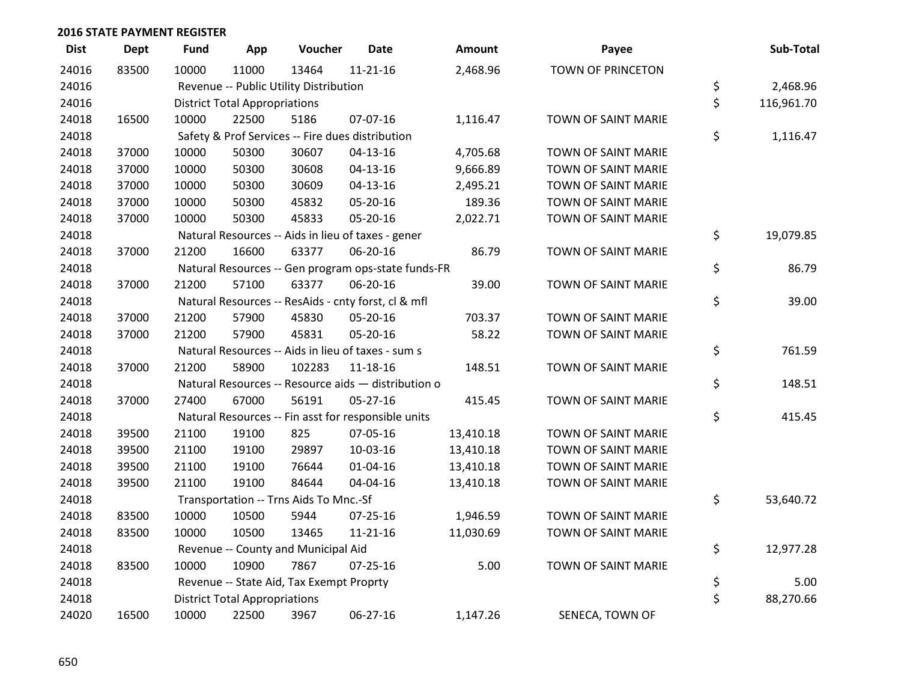## 2016 STATE PAYMENT REGISTER

| Dist | Dept | Fund | App | Voucher | Date | Amount | Payee | Sub-Total |
|---|---|---|---|---|---|---|---|---|
| 24016 | 83500 | 10000 | 11000 | 13464 | 11-21-16 | 2,468.96 | TOWN OF PRINCETON | |
| 24016 | | Revenue -- Public Utility Distribution | | | | | | $ 2,468.96 |
| 24016 | | District Total Appropriations | | | | | | $ 116,961.70 |
| 24018 | 16500 | 10000 | 22500 | 5186 | 07-07-16 | 1,116.47 | TOWN OF SAINT MARIE | |
| 24018 | | Safety & Prof Services -- Fire dues distribution | | | | | | $ 1,116.47 |
| 24018 | 37000 | 10000 | 50300 | 30607 | 04-13-16 | 4,705.68 | TOWN OF SAINT MARIE | |
| 24018 | 37000 | 10000 | 50300 | 30608 | 04-13-16 | 9,666.89 | TOWN OF SAINT MARIE | |
| 24018 | 37000 | 10000 | 50300 | 30609 | 04-13-16 | 2,495.21 | TOWN OF SAINT MARIE | |
| 24018 | 37000 | 10000 | 50300 | 45832 | 05-20-16 | 189.36 | TOWN OF SAINT MARIE | |
| 24018 | 37000 | 10000 | 50300 | 45833 | 05-20-16 | 2,022.71 | TOWN OF SAINT MARIE | |
| 24018 | | Natural Resources -- Aids in lieu of taxes - gener | | | | | | $ 19,079.85 |
| 24018 | 37000 | 21200 | 16600 | 63377 | 06-20-16 | 86.79 | TOWN OF SAINT MARIE | |
| 24018 | | Natural Resources -- Gen program ops-state funds-FR | | | | | | $ 86.79 |
| 24018 | 37000 | 21200 | 57100 | 63377 | 06-20-16 | 39.00 | TOWN OF SAINT MARIE | |
| 24018 | | Natural Resources -- ResAids - cnty forst, cl & mfl | | | | | | $ 39.00 |
| 24018 | 37000 | 21200 | 57900 | 45830 | 05-20-16 | 703.37 | TOWN OF SAINT MARIE | |
| 24018 | 37000 | 21200 | 57900 | 45831 | 05-20-16 | 58.22 | TOWN OF SAINT MARIE | |
| 24018 | | Natural Resources -- Aids in lieu of taxes - sum s | | | | | | $ 761.59 |
| 24018 | 37000 | 21200 | 58900 | 102283 | 11-18-16 | 148.51 | TOWN OF SAINT MARIE | |
| 24018 | | Natural Resources -- Resource aids — distribution o | | | | | | $ 148.51 |
| 24018 | 37000 | 27400 | 67000 | 56191 | 05-27-16 | 415.45 | TOWN OF SAINT MARIE | |
| 24018 | | Natural Resources -- Fin asst for responsible units | | | | | | $ 415.45 |
| 24018 | 39500 | 21100 | 19100 | 825 | 07-05-16 | 13,410.18 | TOWN OF SAINT MARIE | |
| 24018 | 39500 | 21100 | 19100 | 29897 | 10-03-16 | 13,410.18 | TOWN OF SAINT MARIE | |
| 24018 | 39500 | 21100 | 19100 | 76644 | 01-04-16 | 13,410.18 | TOWN OF SAINT MARIE | |
| 24018 | 39500 | 21100 | 19100 | 84644 | 04-04-16 | 13,410.18 | TOWN OF SAINT MARIE | |
| 24018 | | Transportation -- Trns Aids To Mnc.-Sf | | | | | | $ 53,640.72 |
| 24018 | 83500 | 10000 | 10500 | 5944 | 07-25-16 | 1,946.59 | TOWN OF SAINT MARIE | |
| 24018 | 83500 | 10000 | 10500 | 13465 | 11-21-16 | 11,030.69 | TOWN OF SAINT MARIE | |
| 24018 | | Revenue -- County and Municipal Aid | | | | | | $ 12,977.28 |
| 24018 | 83500 | 10000 | 10900 | 7867 | 07-25-16 | 5.00 | TOWN OF SAINT MARIE | |
| 24018 | | Revenue -- State Aid, Tax Exempt Proprty | | | | | | $ 5.00 |
| 24018 | | District Total Appropriations | | | | | | $ 88,270.66 |
| 24020 | 16500 | 10000 | 22500 | 3967 | 06-27-16 | 1,147.26 | SENECA, TOWN OF | |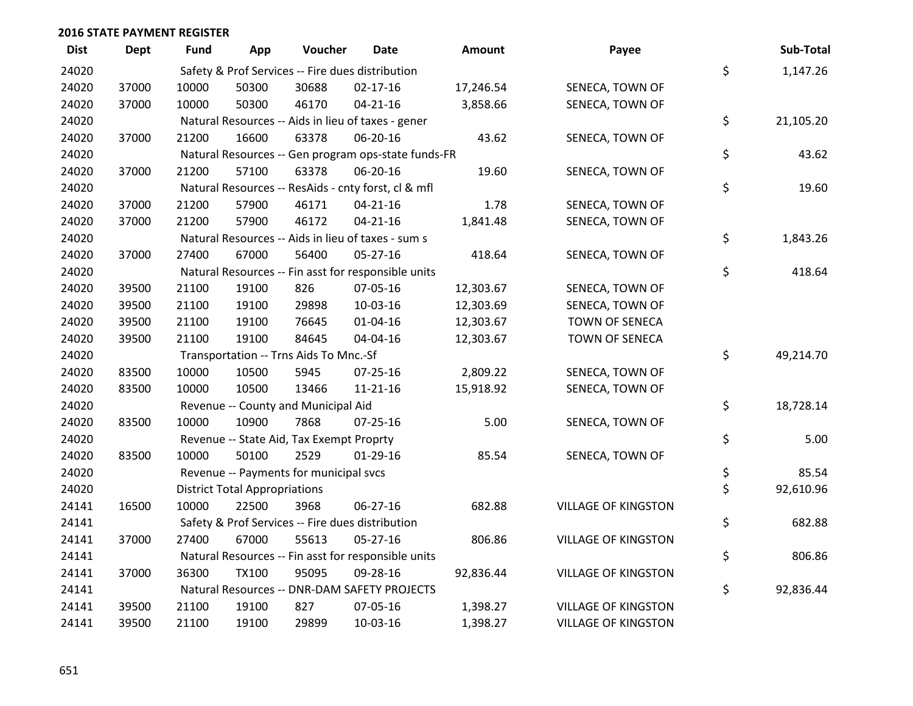## 2016 STATE PAYMENT REGISTER

| Dist | Dept | Fund | App | Voucher | Date | Amount | Payee | | Sub-Total |
|---|---|---|---|---|---|---|---|---|---|
| 24020 | | Safety & Prof Services -- Fire dues distribution | | | | | | $ | 1,147.26 |
| 24020 | 37000 | 10000 | 50300 | 30688 | 02-17-16 | 17,246.54 | SENECA, TOWN OF | | |
| 24020 | 37000 | 10000 | 50300 | 46170 | 04-21-16 | 3,858.66 | SENECA, TOWN OF | | |
| 24020 | | Natural Resources -- Aids in lieu of taxes - gener | | | | | | $ | 21,105.20 |
| 24020 | 37000 | 21200 | 16600 | 63378 | 06-20-16 | 43.62 | SENECA, TOWN OF | | |
| 24020 | | Natural Resources -- Gen program ops-state funds-FR | | | | | | $ | 43.62 |
| 24020 | 37000 | 21200 | 57100 | 63378 | 06-20-16 | 19.60 | SENECA, TOWN OF | | |
| 24020 | | Natural Resources -- ResAids - cnty forst, cl & mfl | | | | | | $ | 19.60 |
| 24020 | 37000 | 21200 | 57900 | 46171 | 04-21-16 | 1.78 | SENECA, TOWN OF | | |
| 24020 | 37000 | 21200 | 57900 | 46172 | 04-21-16 | 1,841.48 | SENECA, TOWN OF | | |
| 24020 | | Natural Resources -- Aids in lieu of taxes - sum s | | | | | | $ | 1,843.26 |
| 24020 | 37000 | 27400 | 67000 | 56400 | 05-27-16 | 418.64 | SENECA, TOWN OF | | |
| 24020 | | Natural Resources -- Fin asst for responsible units | | | | | | $ | 418.64 |
| 24020 | 39500 | 21100 | 19100 | 826 | 07-05-16 | 12,303.67 | SENECA, TOWN OF | | |
| 24020 | 39500 | 21100 | 19100 | 29898 | 10-03-16 | 12,303.69 | SENECA, TOWN OF | | |
| 24020 | 39500 | 21100 | 19100 | 76645 | 01-04-16 | 12,303.67 | TOWN OF SENECA | | |
| 24020 | 39500 | 21100 | 19100 | 84645 | 04-04-16 | 12,303.67 | TOWN OF SENECA | | |
| 24020 | | Transportation -- Trns Aids To Mnc.-Sf | | | | | | $ | 49,214.70 |
| 24020 | 83500 | 10000 | 10500 | 5945 | 07-25-16 | 2,809.22 | SENECA, TOWN OF | | |
| 24020 | 83500 | 10000 | 10500 | 13466 | 11-21-16 | 15,918.92 | SENECA, TOWN OF | | |
| 24020 | | Revenue -- County and Municipal Aid | | | | | | $ | 18,728.14 |
| 24020 | 83500 | 10000 | 10900 | 7868 | 07-25-16 | 5.00 | SENECA, TOWN OF | | |
| 24020 | | Revenue -- State Aid, Tax Exempt Proprty | | | | | | $ | 5.00 |
| 24020 | 83500 | 10000 | 50100 | 2529 | 01-29-16 | 85.54 | SENECA, TOWN OF | | |
| 24020 | | Revenue -- Payments for municipal svcs | | | | | | $ | 85.54 |
| 24020 | | District Total Appropriations | | | | | | $ | 92,610.96 |
| 24141 | 16500 | 10000 | 22500 | 3968 | 06-27-16 | 682.88 | VILLAGE OF KINGSTON | | |
| 24141 | | Safety & Prof Services -- Fire dues distribution | | | | | | $ | 682.88 |
| 24141 | 37000 | 27400 | 67000 | 55613 | 05-27-16 | 806.86 | VILLAGE OF KINGSTON | | |
| 24141 | | Natural Resources -- Fin asst for responsible units | | | | | | $ | 806.86 |
| 24141 | 37000 | 36300 | TX100 | 95095 | 09-28-16 | 92,836.44 | VILLAGE OF KINGSTON | | |
| 24141 | | Natural Resources -- DNR-DAM SAFETY PROJECTS | | | | | | $ | 92,836.44 |
| 24141 | 39500 | 21100 | 19100 | 827 | 07-05-16 | 1,398.27 | VILLAGE OF KINGSTON | | |
| 24141 | 39500 | 21100 | 19100 | 29899 | 10-03-16 | 1,398.27 | VILLAGE OF KINGSTON | | |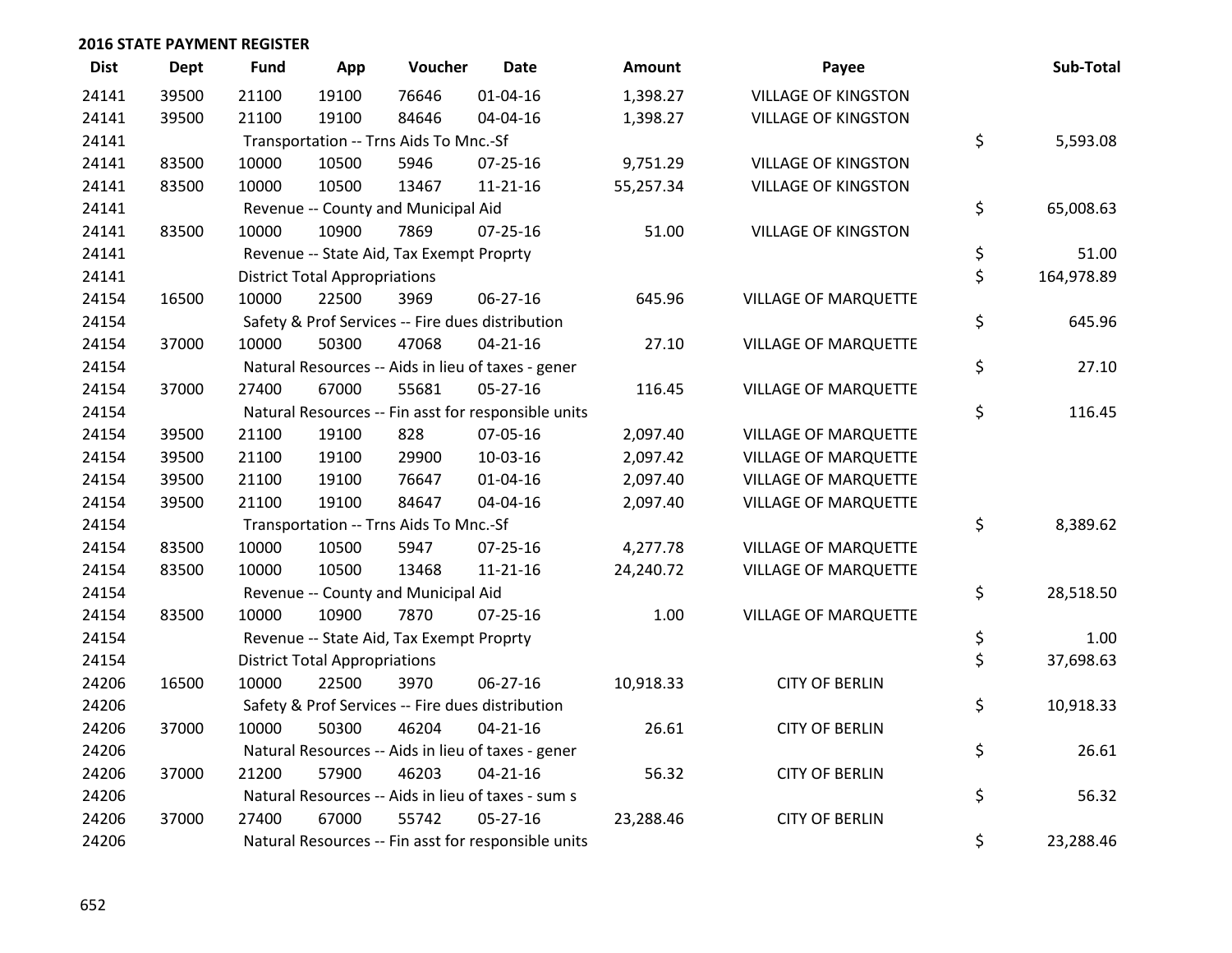## 2016 STATE PAYMENT REGISTER

| Dist | Dept | Fund | App | Voucher | Date | Amount | Payee | Sub-Total |
|---|---|---|---|---|---|---|---|---|
| 24141 | 39500 | 21100 | 19100 | 76646 | 01-04-16 | 1,398.27 | VILLAGE OF KINGSTON | |
| 24141 | 39500 | 21100 | 19100 | 84646 | 04-04-16 | 1,398.27 | VILLAGE OF KINGSTON | |
| 24141 | | Transportation -- Trns Aids To Mnc.-Sf | | | | | | $ 5,593.08 |
| 24141 | 83500 | 10000 | 10500 | 5946 | 07-25-16 | 9,751.29 | VILLAGE OF KINGSTON | |
| 24141 | 83500 | 10000 | 10500 | 13467 | 11-21-16 | 55,257.34 | VILLAGE OF KINGSTON | |
| 24141 | | Revenue -- County and Municipal Aid | | | | | | $ 65,008.63 |
| 24141 | 83500 | 10000 | 10900 | 7869 | 07-25-16 | 51.00 | VILLAGE OF KINGSTON | |
| 24141 | | Revenue -- State Aid, Tax Exempt Proprty | | | | | | $ 51.00 |
| 24141 | | District Total Appropriations | | | | | | $ 164,978.89 |
| 24154 | 16500 | 10000 | 22500 | 3969 | 06-27-16 | 645.96 | VILLAGE OF MARQUETTE | |
| 24154 | | Safety & Prof Services -- Fire dues distribution | | | | | | $ 645.96 |
| 24154 | 37000 | 10000 | 50300 | 47068 | 04-21-16 | 27.10 | VILLAGE OF MARQUETTE | |
| 24154 | | Natural Resources -- Aids in lieu of taxes - gener | | | | | | $ 27.10 |
| 24154 | 37000 | 27400 | 67000 | 55681 | 05-27-16 | 116.45 | VILLAGE OF MARQUETTE | |
| 24154 | | Natural Resources -- Fin asst for responsible units | | | | | | $ 116.45 |
| 24154 | 39500 | 21100 | 19100 | 828 | 07-05-16 | 2,097.40 | VILLAGE OF MARQUETTE | |
| 24154 | 39500 | 21100 | 19100 | 29900 | 10-03-16 | 2,097.42 | VILLAGE OF MARQUETTE | |
| 24154 | 39500 | 21100 | 19100 | 76647 | 01-04-16 | 2,097.40 | VILLAGE OF MARQUETTE | |
| 24154 | 39500 | 21100 | 19100 | 84647 | 04-04-16 | 2,097.40 | VILLAGE OF MARQUETTE | |
| 24154 | | Transportation -- Trns Aids To Mnc.-Sf | | | | | | $ 8,389.62 |
| 24154 | 83500 | 10000 | 10500 | 5947 | 07-25-16 | 4,277.78 | VILLAGE OF MARQUETTE | |
| 24154 | 83500 | 10000 | 10500 | 13468 | 11-21-16 | 24,240.72 | VILLAGE OF MARQUETTE | |
| 24154 | | Revenue -- County and Municipal Aid | | | | | | $ 28,518.50 |
| 24154 | 83500 | 10000 | 10900 | 7870 | 07-25-16 | 1.00 | VILLAGE OF MARQUETTE | |
| 24154 | | Revenue -- State Aid, Tax Exempt Proprty | | | | | | $ 1.00 |
| 24154 | | District Total Appropriations | | | | | | $ 37,698.63 |
| 24206 | 16500 | 10000 | 22500 | 3970 | 06-27-16 | 10,918.33 | CITY OF BERLIN | |
| 24206 | | Safety & Prof Services -- Fire dues distribution | | | | | | $ 10,918.33 |
| 24206 | 37000 | 10000 | 50300 | 46204 | 04-21-16 | 26.61 | CITY OF BERLIN | |
| 24206 | | Natural Resources -- Aids in lieu of taxes - gener | | | | | | $ 26.61 |
| 24206 | 37000 | 21200 | 57900 | 46203 | 04-21-16 | 56.32 | CITY OF BERLIN | |
| 24206 | | Natural Resources -- Aids in lieu of taxes - sum s | | | | | | $ 56.32 |
| 24206 | 37000 | 27400 | 67000 | 55742 | 05-27-16 | 23,288.46 | CITY OF BERLIN | |
| 24206 | | Natural Resources -- Fin asst for responsible units | | | | | | $ 23,288.46 |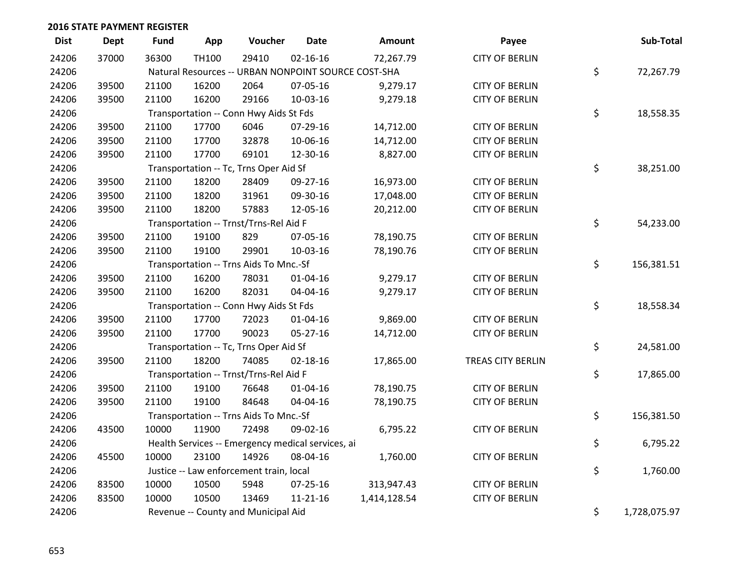## 2016 STATE PAYMENT REGISTER

| Dist | Dept | Fund | App | Voucher | Date | Amount | Payee | Sub-Total |
|---|---|---|---|---|---|---|---|---|
| 24206 | 37000 | 36300 | TH100 | 29410 | 02-16-16 | 72,267.79 | CITY OF BERLIN | |
| 24206 | | Natural Resources -- URBAN NONPOINT SOURCE COST-SHA | | | | | | $ 72,267.79 |
| 24206 | 39500 | 21100 | 16200 | 2064 | 07-05-16 | 9,279.17 | CITY OF BERLIN | |
| 24206 | 39500 | 21100 | 16200 | 29166 | 10-03-16 | 9,279.18 | CITY OF BERLIN | |
| 24206 | | Transportation -- Conn Hwy Aids St Fds | | | | | | $ 18,558.35 |
| 24206 | 39500 | 21100 | 17700 | 6046 | 07-29-16 | 14,712.00 | CITY OF BERLIN | |
| 24206 | 39500 | 21100 | 17700 | 32878 | 10-06-16 | 14,712.00 | CITY OF BERLIN | |
| 24206 | 39500 | 21100 | 17700 | 69101 | 12-30-16 | 8,827.00 | CITY OF BERLIN | |
| 24206 | | Transportation -- Tc, Trns Oper Aid Sf | | | | | | $ 38,251.00 |
| 24206 | 39500 | 21100 | 18200 | 28409 | 09-27-16 | 16,973.00 | CITY OF BERLIN | |
| 24206 | 39500 | 21100 | 18200 | 31961 | 09-30-16 | 17,048.00 | CITY OF BERLIN | |
| 24206 | 39500 | 21100 | 18200 | 57883 | 12-05-16 | 20,212.00 | CITY OF BERLIN | |
| 24206 | | Transportation -- Trnst/Trns-Rel Aid F | | | | | | $ 54,233.00 |
| 24206 | 39500 | 21100 | 19100 | 829 | 07-05-16 | 78,190.75 | CITY OF BERLIN | |
| 24206 | 39500 | 21100 | 19100 | 29901 | 10-03-16 | 78,190.76 | CITY OF BERLIN | |
| 24206 | | Transportation -- Trns Aids To Mnc.-Sf | | | | | | $ 156,381.51 |
| 24206 | 39500 | 21100 | 16200 | 78031 | 01-04-16 | 9,279.17 | CITY OF BERLIN | |
| 24206 | 39500 | 21100 | 16200 | 82031 | 04-04-16 | 9,279.17 | CITY OF BERLIN | |
| 24206 | | Transportation -- Conn Hwy Aids St Fds | | | | | | $ 18,558.34 |
| 24206 | 39500 | 21100 | 17700 | 72023 | 01-04-16 | 9,869.00 | CITY OF BERLIN | |
| 24206 | 39500 | 21100 | 17700 | 90023 | 05-27-16 | 14,712.00 | CITY OF BERLIN | |
| 24206 | | Transportation -- Tc, Trns Oper Aid Sf | | | | | | $ 24,581.00 |
| 24206 | 39500 | 21100 | 18200 | 74085 | 02-18-16 | 17,865.00 | TREAS CITY BERLIN | |
| 24206 | | Transportation -- Trnst/Trns-Rel Aid F | | | | | | $ 17,865.00 |
| 24206 | 39500 | 21100 | 19100 | 76648 | 01-04-16 | 78,190.75 | CITY OF BERLIN | |
| 24206 | 39500 | 21100 | 19100 | 84648 | 04-04-16 | 78,190.75 | CITY OF BERLIN | |
| 24206 | | Transportation -- Trns Aids To Mnc.-Sf | | | | | | $ 156,381.50 |
| 24206 | 43500 | 10000 | 11900 | 72498 | 09-02-16 | 6,795.22 | CITY OF BERLIN | |
| 24206 | | Health Services -- Emergency medical services, ai | | | | | | $ 6,795.22 |
| 24206 | 45500 | 10000 | 23100 | 14926 | 08-04-16 | 1,760.00 | CITY OF BERLIN | |
| 24206 | | Justice -- Law enforcement train, local | | | | | | $ 1,760.00 |
| 24206 | 83500 | 10000 | 10500 | 5948 | 07-25-16 | 313,947.43 | CITY OF BERLIN | |
| 24206 | 83500 | 10000 | 10500 | 13469 | 11-21-16 | 1,414,128.54 | CITY OF BERLIN | |
| 24206 | | Revenue -- County and Municipal Aid | | | | | | $ 1,728,075.97 |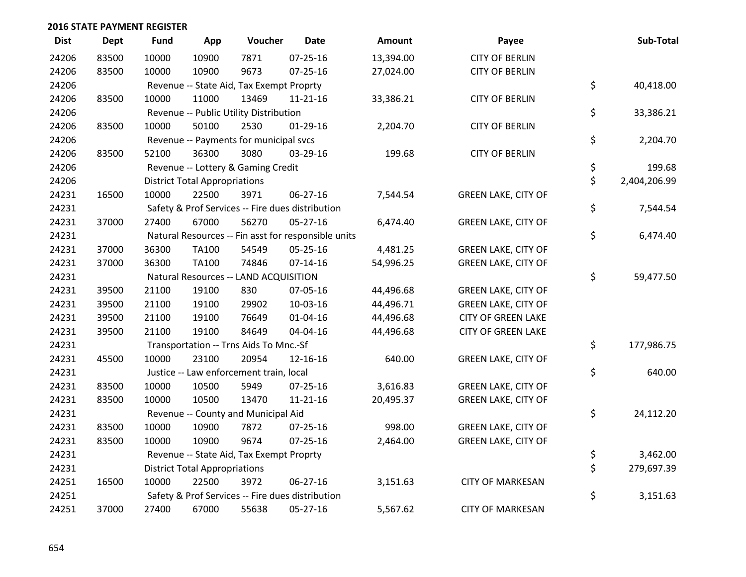## 2016 STATE PAYMENT REGISTER

| Dist | Dept | Fund | App | Voucher | Date | Amount | Payee | Sub-Total |
|---|---|---|---|---|---|---|---|---|
| 24206 | 83500 | 10000 | 10900 | 7871 | 07-25-16 | 13,394.00 | CITY OF BERLIN | |
| 24206 | 83500 | 10000 | 10900 | 9673 | 07-25-16 | 27,024.00 | CITY OF BERLIN | |
| 24206 | | Revenue -- State Aid, Tax Exempt Proprty | | | | | | $ 40,418.00 |
| 24206 | 83500 | 10000 | 11000 | 13469 | 11-21-16 | 33,386.21 | CITY OF BERLIN | |
| 24206 | | Revenue -- Public Utility Distribution | | | | | | $ 33,386.21 |
| 24206 | 83500 | 10000 | 50100 | 2530 | 01-29-16 | 2,204.70 | CITY OF BERLIN | |
| 24206 | | Revenue -- Payments for municipal svcs | | | | | | $ 2,204.70 |
| 24206 | 83500 | 52100 | 36300 | 3080 | 03-29-16 | 199.68 | CITY OF BERLIN | |
| 24206 | | Revenue -- Lottery & Gaming Credit | | | | | | $ 199.68 |
| 24206 | | District Total Appropriations | | | | | | $ 2,404,206.99 |
| 24231 | 16500 | 10000 | 22500 | 3971 | 06-27-16 | 7,544.54 | GREEN LAKE, CITY OF | |
| 24231 | | Safety & Prof Services -- Fire dues distribution | | | | | | $ 7,544.54 |
| 24231 | 37000 | 27400 | 67000 | 56270 | 05-27-16 | 6,474.40 | GREEN LAKE, CITY OF | |
| 24231 | | Natural Resources -- Fin asst for responsible units | | | | | | $ 6,474.40 |
| 24231 | 37000 | 36300 | TA100 | 54549 | 05-25-16 | 4,481.25 | GREEN LAKE, CITY OF | |
| 24231 | 37000 | 36300 | TA100 | 74846 | 07-14-16 | 54,996.25 | GREEN LAKE, CITY OF | |
| 24231 | | Natural Resources -- LAND ACQUISITION | | | | | | $ 59,477.50 |
| 24231 | 39500 | 21100 | 19100 | 830 | 07-05-16 | 44,496.68 | GREEN LAKE, CITY OF | |
| 24231 | 39500 | 21100 | 19100 | 29902 | 10-03-16 | 44,496.71 | GREEN LAKE, CITY OF | |
| 24231 | 39500 | 21100 | 19100 | 76649 | 01-04-16 | 44,496.68 | CITY OF GREEN LAKE | |
| 24231 | 39500 | 21100 | 19100 | 84649 | 04-04-16 | 44,496.68 | CITY OF GREEN LAKE | |
| 24231 | | Transportation -- Trns Aids To Mnc.-Sf | | | | | | $ 177,986.75 |
| 24231 | 45500 | 10000 | 23100 | 20954 | 12-16-16 | 640.00 | GREEN LAKE, CITY OF | |
| 24231 | | Justice -- Law enforcement train, local | | | | | | $ 640.00 |
| 24231 | 83500 | 10000 | 10500 | 5949 | 07-25-16 | 3,616.83 | GREEN LAKE, CITY OF | |
| 24231 | 83500 | 10000 | 10500 | 13470 | 11-21-16 | 20,495.37 | GREEN LAKE, CITY OF | |
| 24231 | | Revenue -- County and Municipal Aid | | | | | | $ 24,112.20 |
| 24231 | 83500 | 10000 | 10900 | 7872 | 07-25-16 | 998.00 | GREEN LAKE, CITY OF | |
| 24231 | 83500 | 10000 | 10900 | 9674 | 07-25-16 | 2,464.00 | GREEN LAKE, CITY OF | |
| 24231 | | Revenue -- State Aid, Tax Exempt Proprty | | | | | | $ 3,462.00 |
| 24231 | | District Total Appropriations | | | | | | $ 279,697.39 |
| 24251 | 16500 | 10000 | 22500 | 3972 | 06-27-16 | 3,151.63 | CITY OF MARKESAN | |
| 24251 | | Safety & Prof Services -- Fire dues distribution | | | | | | $ 3,151.63 |
| 24251 | 37000 | 27400 | 67000 | 55638 | 05-27-16 | 5,567.62 | CITY OF MARKESAN | |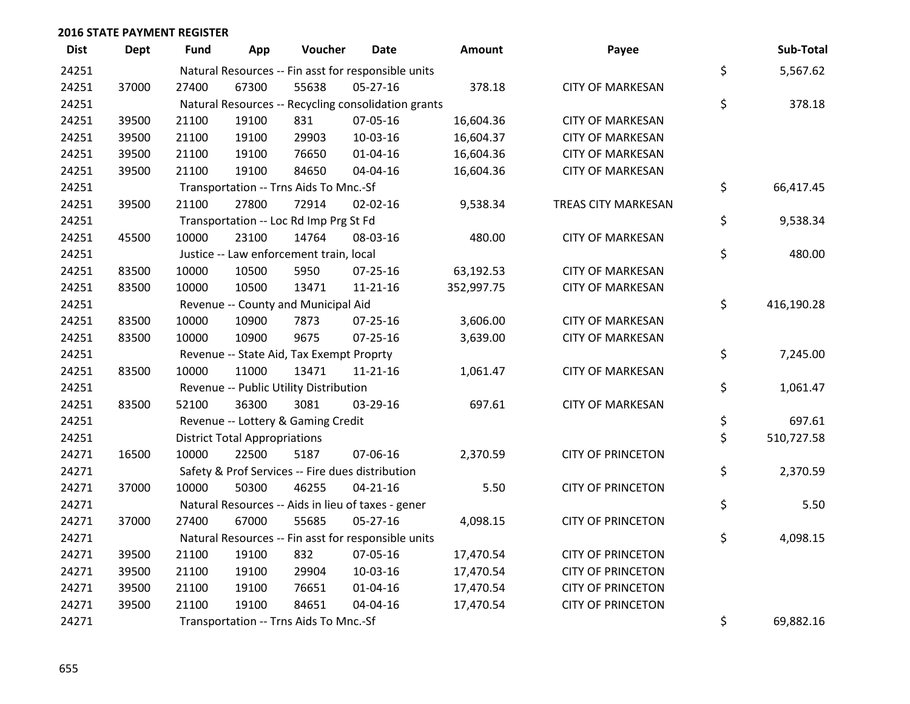## 2016 STATE PAYMENT REGISTER

| Dist | Dept | Fund | App | Voucher | Date | Amount | Payee | Sub-Total |
|---|---|---|---|---|---|---|---|---|
| 24251 | | Natural Resources -- Fin asst for responsible units | | | | | | $ 5,567.62 |
| 24251 | 37000 | 27400 | 67300 | 55638 | 05-27-16 | 378.18 | CITY OF MARKESAN | |
| 24251 | | Natural Resources -- Recycling consolidation grants | | | | | | $ 378.18 |
| 24251 | 39500 | 21100 | 19100 | 831 | 07-05-16 | 16,604.36 | CITY OF MARKESAN | |
| 24251 | 39500 | 21100 | 19100 | 29903 | 10-03-16 | 16,604.37 | CITY OF MARKESAN | |
| 24251 | 39500 | 21100 | 19100 | 76650 | 01-04-16 | 16,604.36 | CITY OF MARKESAN | |
| 24251 | 39500 | 21100 | 19100 | 84650 | 04-04-16 | 16,604.36 | CITY OF MARKESAN | |
| 24251 | | Transportation -- Trns Aids To Mnc.-Sf | | | | | | $ 66,417.45 |
| 24251 | 39500 | 21100 | 27800 | 72914 | 02-02-16 | 9,538.34 | TREAS CITY MARKESAN | |
| 24251 | | Transportation -- Loc Rd Imp Prg St Fd | | | | | | $ 9,538.34 |
| 24251 | 45500 | 10000 | 23100 | 14764 | 08-03-16 | 480.00 | CITY OF MARKESAN | |
| 24251 | | Justice -- Law enforcement train, local | | | | | | $ 480.00 |
| 24251 | 83500 | 10000 | 10500 | 5950 | 07-25-16 | 63,192.53 | CITY OF MARKESAN | |
| 24251 | 83500 | 10000 | 10500 | 13471 | 11-21-16 | 352,997.75 | CITY OF MARKESAN | |
| 24251 | | Revenue -- County and Municipal Aid | | | | | | $ 416,190.28 |
| 24251 | 83500 | 10000 | 10900 | 7873 | 07-25-16 | 3,606.00 | CITY OF MARKESAN | |
| 24251 | 83500 | 10000 | 10900 | 9675 | 07-25-16 | 3,639.00 | CITY OF MARKESAN | |
| 24251 | | Revenue -- State Aid, Tax Exempt Proprty | | | | | | $ 7,245.00 |
| 24251 | 83500 | 10000 | 11000 | 13471 | 11-21-16 | 1,061.47 | CITY OF MARKESAN | |
| 24251 | | Revenue -- Public Utility Distribution | | | | | | $ 1,061.47 |
| 24251 | 83500 | 52100 | 36300 | 3081 | 03-29-16 | 697.61 | CITY OF MARKESAN | |
| 24251 | | Revenue -- Lottery & Gaming Credit | | | | | | $ 697.61 |
| 24251 | | District Total Appropriations | | | | | | $ 510,727.58 |
| 24271 | 16500 | 10000 | 22500 | 5187 | 07-06-16 | 2,370.59 | CITY OF PRINCETON | |
| 24271 | | Safety & Prof Services -- Fire dues distribution | | | | | | $ 2,370.59 |
| 24271 | 37000 | 10000 | 50300 | 46255 | 04-21-16 | 5.50 | CITY OF PRINCETON | |
| 24271 | | Natural Resources -- Aids in lieu of taxes - gener | | | | | | $ 5.50 |
| 24271 | 37000 | 27400 | 67000 | 55685 | 05-27-16 | 4,098.15 | CITY OF PRINCETON | |
| 24271 | | Natural Resources -- Fin asst for responsible units | | | | | | $ 4,098.15 |
| 24271 | 39500 | 21100 | 19100 | 832 | 07-05-16 | 17,470.54 | CITY OF PRINCETON | |
| 24271 | 39500 | 21100 | 19100 | 29904 | 10-03-16 | 17,470.54 | CITY OF PRINCETON | |
| 24271 | 39500 | 21100 | 19100 | 76651 | 01-04-16 | 17,470.54 | CITY OF PRINCETON | |
| 24271 | 39500 | 21100 | 19100 | 84651 | 04-04-16 | 17,470.54 | CITY OF PRINCETON | |
| 24271 | | Transportation -- Trns Aids To Mnc.-Sf | | | | | | $ 69,882.16 |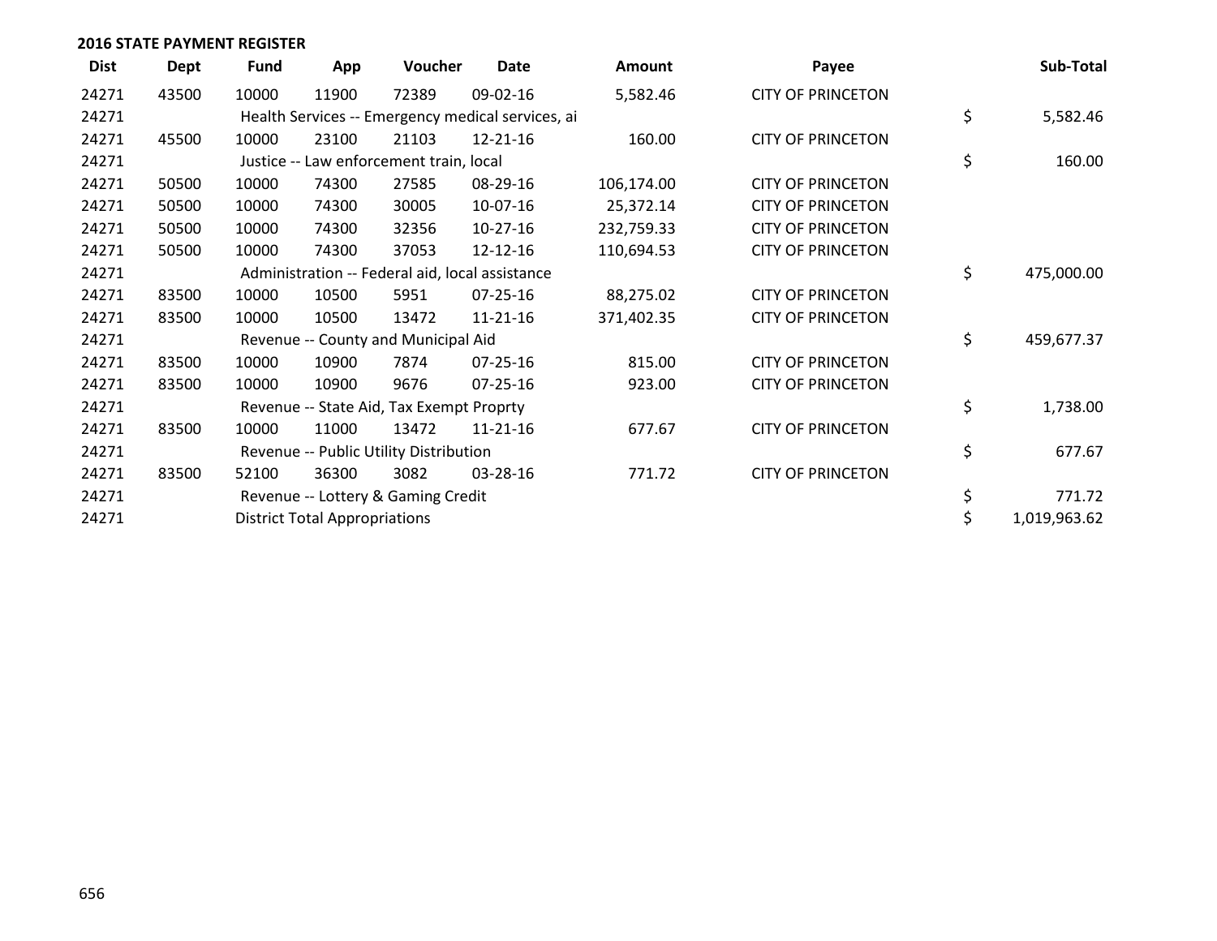**2016 STATE PAYMENT REGISTER**

| Dist | Dept | Fund | App | Voucher | Date | Amount | Payee | Sub-Total |
|---|---|---|---|---|---|---|---|---|
| 24271 | 43500 | 10000 | 11900 | 72389 | 09-02-16 | 5,582.46 | CITY OF PRINCETON | |
| 24271 | | Health Services -- Emergency medical services, ai | | | | | | $ 5,582.46 |
| 24271 | 45500 | 10000 | 23100 | 21103 | 12-21-16 | 160.00 | CITY OF PRINCETON | |
| 24271 | | Justice -- Law enforcement train, local | | | | | | $ 160.00 |
| 24271 | 50500 | 10000 | 74300 | 27585 | 08-29-16 | 106,174.00 | CITY OF PRINCETON | |
| 24271 | 50500 | 10000 | 74300 | 30005 | 10-07-16 | 25,372.14 | CITY OF PRINCETON | |
| 24271 | 50500 | 10000 | 74300 | 32356 | 10-27-16 | 232,759.33 | CITY OF PRINCETON | |
| 24271 | 50500 | 10000 | 74300 | 37053 | 12-12-16 | 110,694.53 | CITY OF PRINCETON | |
| 24271 | | Administration -- Federal aid, local assistance | | | | | | $ 475,000.00 |
| 24271 | 83500 | 10000 | 10500 | 5951 | 07-25-16 | 88,275.02 | CITY OF PRINCETON | |
| 24271 | 83500 | 10000 | 10500 | 13472 | 11-21-16 | 371,402.35 | CITY OF PRINCETON | |
| 24271 | | Revenue -- County and Municipal Aid | | | | | | $ 459,677.37 |
| 24271 | 83500 | 10000 | 10900 | 7874 | 07-25-16 | 815.00 | CITY OF PRINCETON | |
| 24271 | 83500 | 10000 | 10900 | 9676 | 07-25-16 | 923.00 | CITY OF PRINCETON | |
| 24271 | | Revenue -- State Aid, Tax Exempt Proprty | | | | | | $ 1,738.00 |
| 24271 | 83500 | 10000 | 11000 | 13472 | 11-21-16 | 677.67 | CITY OF PRINCETON | |
| 24271 | | Revenue -- Public Utility Distribution | | | | | | $ 677.67 |
| 24271 | 83500 | 52100 | 36300 | 3082 | 03-28-16 | 771.72 | CITY OF PRINCETON | |
| 24271 | | Revenue -- Lottery & Gaming Credit | | | | | | $ 771.72 |
| 24271 | | District Total Appropriations | | | | | | $ 1,019,963.62 |